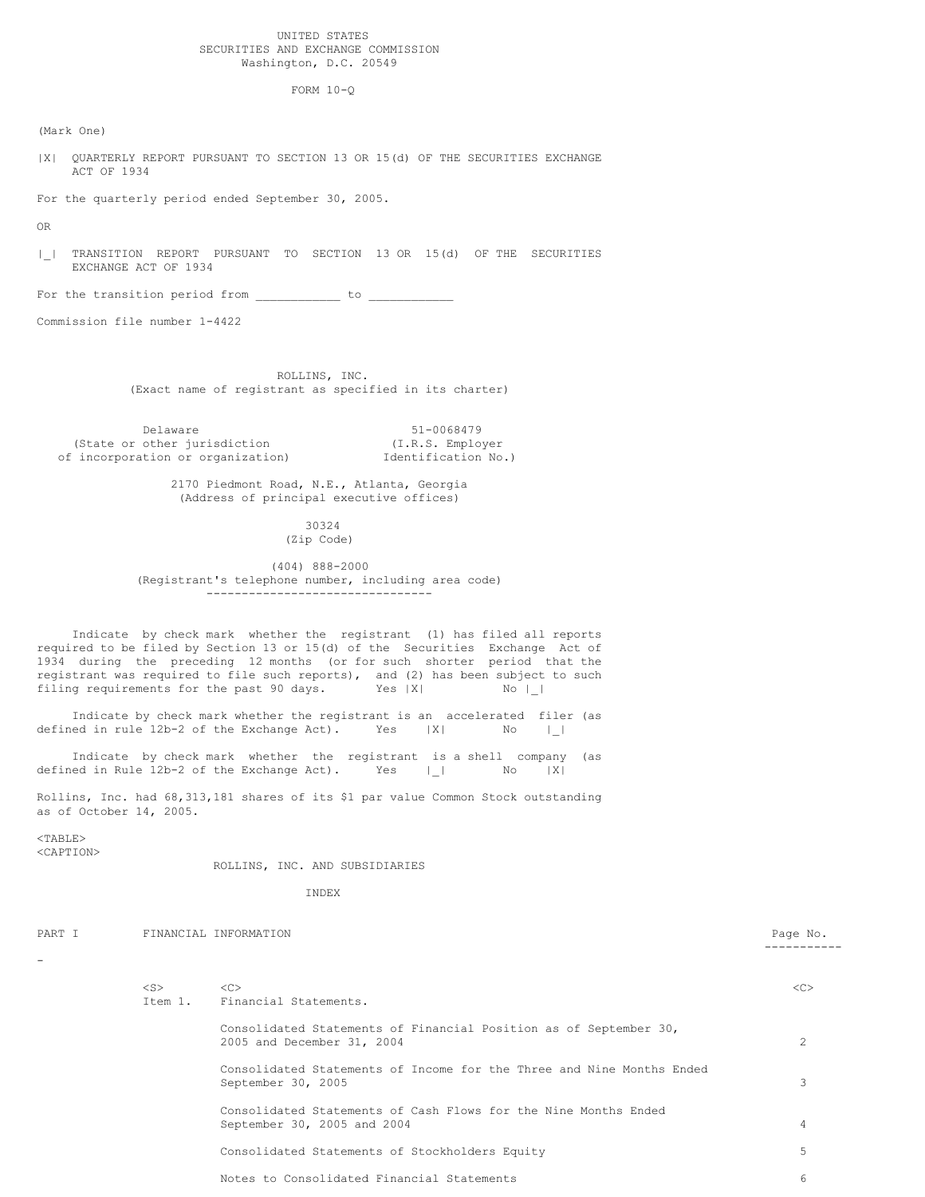UNITED STATES
SECURITIES AND EXCHANGE COMMISSION
Washington, D.C. 20549

FORM 10-Q

(Mark One)

|X| QUARTERLY REPORT PURSUANT TO SECTION 13 OR 15(d) OF THE SECURITIES EXCHANGE ACT OF 1934

For the quarterly period ended September 30, 2005.

OR

|_| TRANSITION REPORT PURSUANT TO SECTION 13 OR 15(d) OF THE SECURITIES EXCHANGE ACT OF 1934

For the transition period from ___________ to ___________

Commission file number 1-4422

ROLLINS, INC.
(Exact name of registrant as specified in its charter)

| Delaware | 51-0068479 |
|---|---|
| (State or other jurisdiction of incorporation or organization) | (I.R.S. Employer Identification No.) |

2170 Piedmont Road, N.E., Atlanta, Georgia
(Address of principal executive offices)

30324
(Zip Code)

(404) 888-2000
(Registrant's telephone number, including area code)

Indicate by check mark whether the registrant (1) has filed all reports required to be filed by Section 13 or 15(d) of the Securities Exchange Act of 1934 during the preceding 12 months (or for such shorter period that the registrant was required to file such reports), and (2) has been subject to such filing requirements for the past 90 days. Yes |X| No |_|

Indicate by check mark whether the registrant is an accelerated filer (as defined in rule 12b-2 of the Exchange Act). Yes |X| No |_|

Indicate by check mark whether the registrant is a shell company (as defined in Rule 12b-2 of the Exchange Act). Yes |_| No |X|

Rollins, Inc. had 68,313,181 shares of its $1 par value Common Stock outstanding as of October 14, 2005.

ROLLINS, INC. AND SUBSIDIARIES

INDEX

| PART I | | FINANCIAL INFORMATION | Page No. |
|---|---|---|---|
| | Item 1. | Financial Statements. | |
| | | Consolidated Statements of Financial Position as of September 30, 2005 and December 31, 2004 | 2 |
| | | Consolidated Statements of Income for the Three and Nine Months Ended September 30, 2005 | 3 |
| | | Consolidated Statements of Cash Flows for the Nine Months Ended September 30, 2005 and 2004 | 4 |
| | | Consolidated Statements of Stockholders Equity | 5 |
| | | Notes to Consolidated Financial Statements | 6 |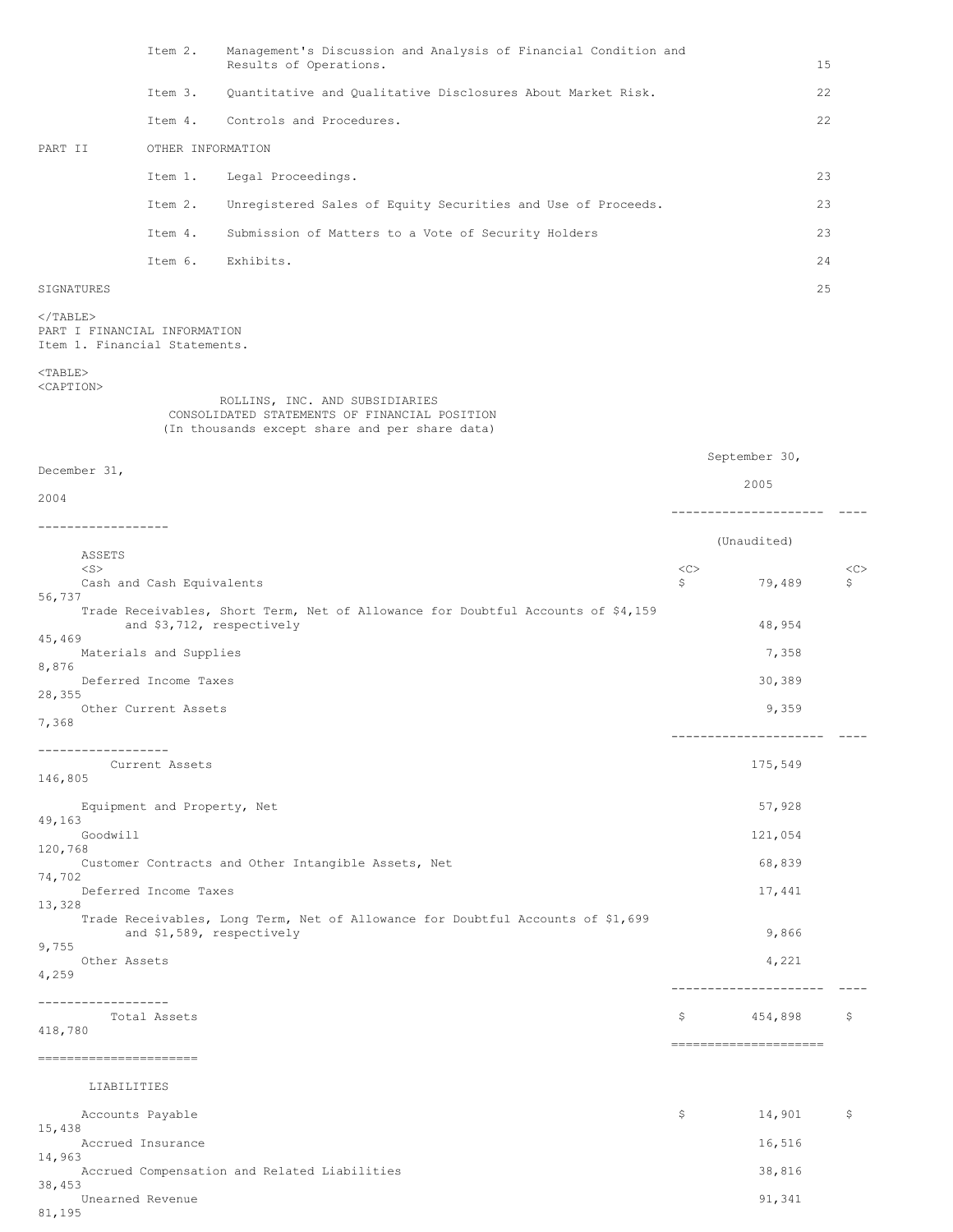| | | | |
|---|---|---|---|
| | Item 2. | Management's Discussion and Analysis of Financial Condition and Results of Operations. | 15 |
| | Item 3. | Quantitative and Qualitative Disclosures About Market Risk. | 22 |
| | Item 4. | Controls and Procedures. | 22 |
| PART II | OTHER INFORMATION | | |
| | Item 1. | Legal Proceedings. | 23 |
| | Item 2. | Unregistered Sales of Equity Securities and Use of Proceeds. | 23 |
| | Item 4. | Submission of Matters to a Vote of Security Holders | 23 |
| | Item 6. | Exhibits. | 24 |
| SIGNATURES | | | 25 |

PART I FINANCIAL INFORMATION

Item 1. Financial Statements.

ROLLINS, INC. AND SUBSIDIARIES
CONSOLIDATED STATEMENTS OF FINANCIAL POSITION
(In thousands except share and per share data)

| | September 30, 2005 (Unaudited) | December 31, 2004 |
|---|---|---|
| **ASSETS** | | |
| Cash and Cash Equivalents | $ 79,489 | $ 56,737 |
| Trade Receivables, Short Term, Net of Allowance for Doubtful Accounts of $4,159 and $3,712, respectively | 48,954 | 45,469 |
| Materials and Supplies | 7,358 | 8,876 |
| Deferred Income Taxes | 30,389 | 28,355 |
| Other Current Assets | 9,359 | 7,368 |
| Current Assets | 175,549 | 146,805 |
| Equipment and Property, Net | 57,928 | 49,163 |
| Goodwill | 121,054 | 120,768 |
| Customer Contracts and Other Intangible Assets, Net | 68,839 | 74,702 |
| Deferred Income Taxes | 17,441 | 13,328 |
| Trade Receivables, Long Term, Net of Allowance for Doubtful Accounts of $1,699 and $1,589, respectively | 9,866 | 9,755 |
| Other Assets | 4,221 | 4,259 |
| Total Assets | $ 454,898 | $ 418,780 |
| **LIABILITIES** | | |
| Accounts Payable | $ 14,901 | $ 15,438 |
| Accrued Insurance | 16,516 | 14,963 |
| Accrued Compensation and Related Liabilities | 38,816 | 38,453 |
| Unearned Revenue | 91,341 | 81,195 |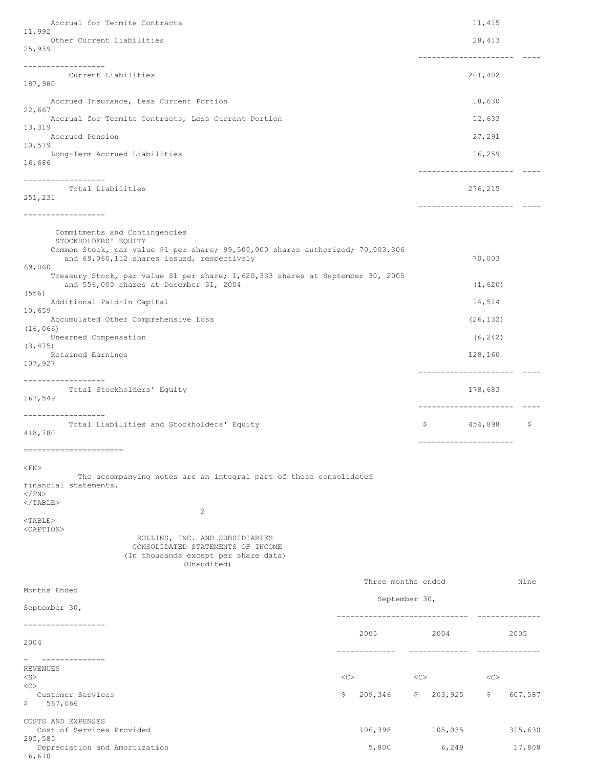| | | |
|---|---|---|
| Accrual for Termite Contracts | 11,415 | 11,992 |
| Other Current Liabilities | 28,413 | 25,939 |
| Current Liabilities | 201,402 | 187,980 |
| Accrued Insurance, Less Current Portion | 18,630 | 22,667 |
| Accrual for Termite Contracts, Less Current Portion | 12,633 | 13,319 |
| Accrued Pension | 27,291 | 10,579 |
| Long-Term Accrued Liabilities | 16,259 | 16,686 |
| Total Liabilities | 276,215 | 251,231 |
| Commitments and Contingencies | | |
| STOCKHOLDERS' EQUITY | | |
| Common Stock, par value $1 per share; 99,500,000 shares authorized; 70,003,306 and 69,060,112 shares issued, respectively | 70,003 | 69,060 |
| Treasury Stock, par value $1 per share; 1,620,333 shares at September 30, 2005 and 556,000 shares at December 31, 2004 | (1,620) | (556) |
| Additional Paid-In Capital | 14,514 | 10,659 |
| Accumulated Other Comprehensive Loss | (26,132) | (16,066) |
| Unearned Compensation | (6,242) | (3,475) |
| Retained Earnings | 128,160 | 107,927 |
| Total Stockholders' Equity | 178,683 | 167,549 |
| Total Liabilities and Stockholders' Equity | $ 454,898 | $ 418,780 |

The accompanying notes are an integral part of these consolidated financial statements.

ROLLINS, INC. AND SUBSIDIARIES
CONSOLIDATED STATEMENTS OF INCOME
(In thousands except per share data)
(Unaudited)

| | Three months ended September 30, | | Nine Months Ended September 30, | |
|---|---|---|---|---|
| | 2005 | 2004 | 2005 | 2004 |
| REVENUES | | | | |
| Customer Services | $ 209,346 | $ 203,925 | $ 607,587 | $ 567,066 |
| COSTS AND EXPENSES | | | | |
| Cost of Services Provided | 106,398 | 105,035 | 315,630 | 295,585 |
| Depreciation and Amortization | 5,800 | 6,249 | 17,808 | 16,670 |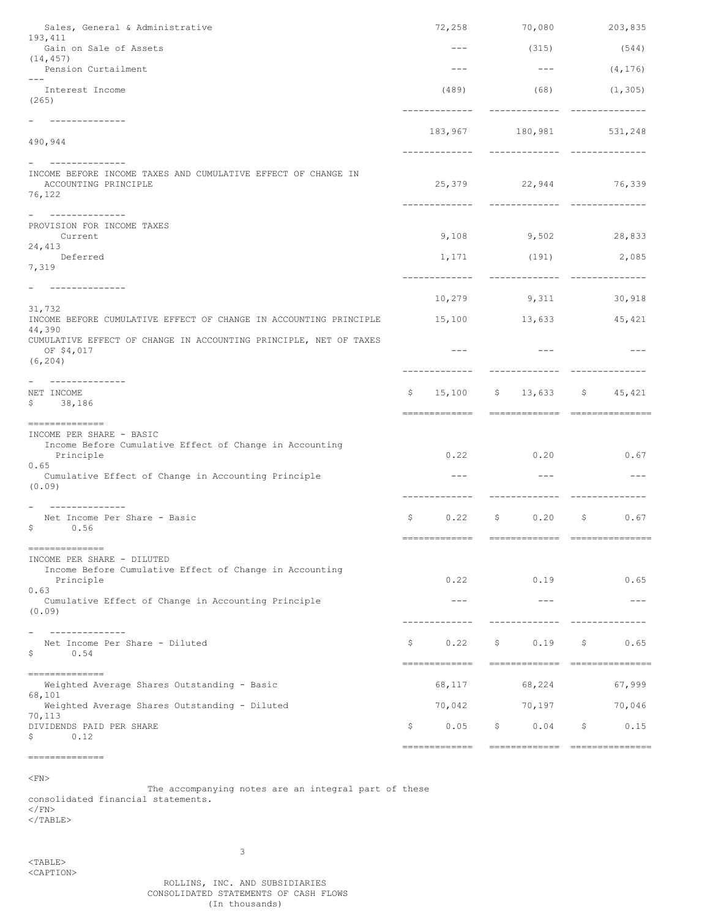| | | | | |
|---|---|---|---|---|
| Sales, General & Administrative | 72,258 | 70,080 | 203,835 | 193,411 |
| Gain on Sale of Assets | --- | (315) | (544) | (14,457) |
| Pension Curtailment | --- | --- | (4,176) | --- |
| Interest Income | (489) | (68) | (1,305) | (265) |
| | 183,967 | 180,981 | 531,248 | 490,944 |
| INCOME BEFORE INCOME TAXES AND CUMULATIVE EFFECT OF CHANGE IN ACCOUNTING PRINCIPLE | 25,379 | 22,944 | 76,339 | 76,122 |
| PROVISION FOR INCOME TAXES | | | | |
| Current | 9,108 | 9,502 | 28,833 | 24,413 |
| Deferred | 1,171 | (191) | 2,085 | 7,319 |
| | 10,279 | 9,311 | 30,918 | 31,732 |
| INCOME BEFORE CUMULATIVE EFFECT OF CHANGE IN ACCOUNTING PRINCIPLE | 15,100 | 13,633 | 45,421 | 44,390 |
| CUMULATIVE EFFECT OF CHANGE IN ACCOUNTING PRINCIPLE, NET OF TAXES OF $4,017 | --- | --- | --- | (6,204) |
| NET INCOME | $ 15,100 | $ 13,633 | $ 45,421 | $ 38,186 |
| INCOME PER SHARE - BASIC | | | | |
| Income Before Cumulative Effect of Change in Accounting Principle | 0.22 | 0.20 | 0.67 | 0.65 |
| Cumulative Effect of Change in Accounting Principle | --- | --- | --- | (0.09) |
| Net Income Per Share - Basic | $ 0.22 | $ 0.20 | $ 0.67 | $ 0.56 |
| INCOME PER SHARE - DILUTED | | | | |
| Income Before Cumulative Effect of Change in Accounting Principle | 0.22 | 0.19 | 0.65 | 0.63 |
| Cumulative Effect of Change in Accounting Principle | --- | --- | --- | (0.09) |
| Net Income Per Share - Diluted | $ 0.22 | $ 0.19 | $ 0.65 | $ 0.54 |
| Weighted Average Shares Outstanding - Basic | 68,117 | 68,224 | 67,999 | 68,101 |
| Weighted Average Shares Outstanding - Diluted | 70,042 | 70,197 | 70,046 | 70,113 |
| DIVIDENDS PAID PER SHARE | $ 0.05 | $ 0.04 | $ 0.15 | $ 0.12 |

The accompanying notes are an integral part of these consolidated financial statements.

ROLLINS, INC. AND SUBSIDIARIES
CONSOLIDATED STATEMENTS OF CASH FLOWS
(In thousands)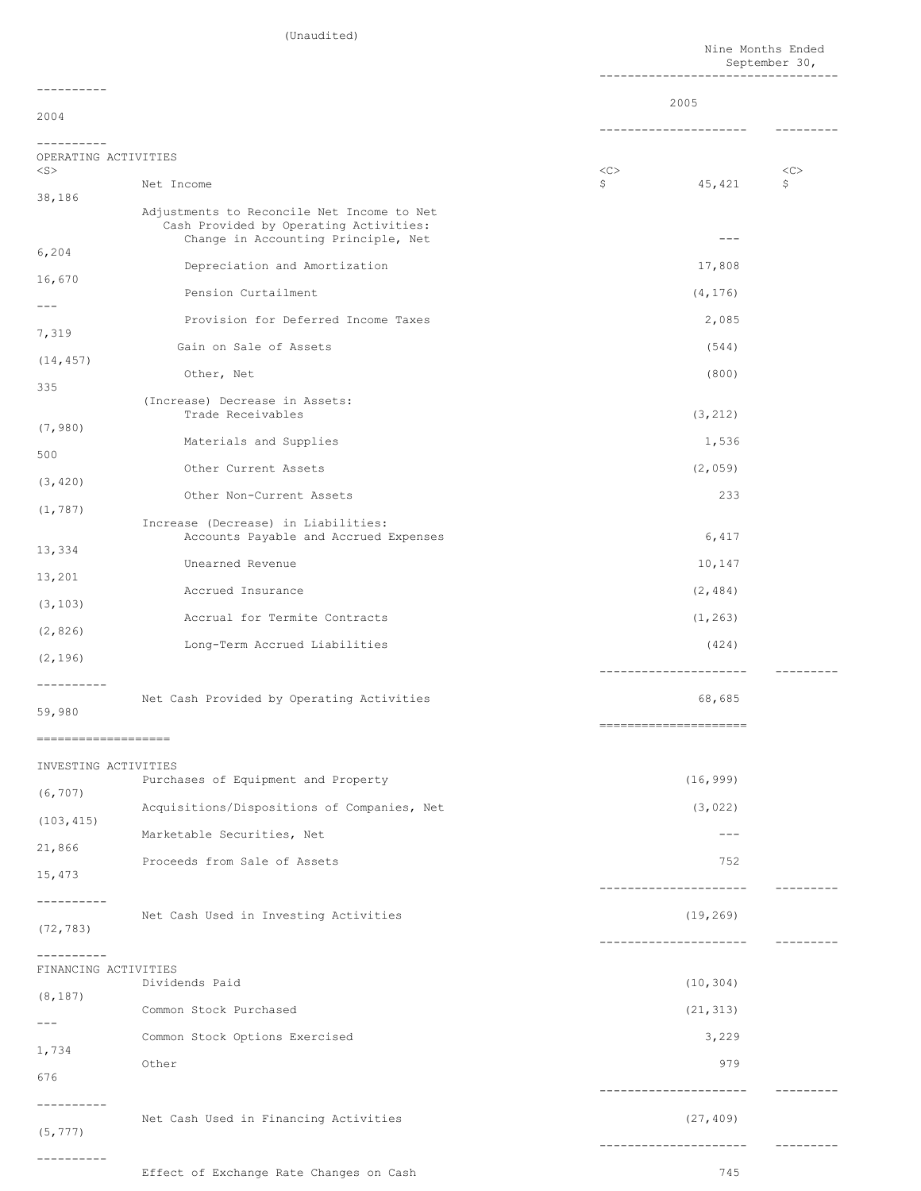(Unaudited)

| | Nine Months Ended September 30, | |
|---|---|---|
| | 2005 | 2004 |
| **OPERATING ACTIVITIES** | | |
| Net Income | $ 45,421 | $ 38,186 |
| Adjustments to Reconcile Net Income to Net Cash Provided by Operating Activities: | | |
| Change in Accounting Principle, Net | --- | 6,204 |
| Depreciation and Amortization | 17,808 | 16,670 |
| Pension Curtailment | (4,176) | --- |
| Provision for Deferred Income Taxes | 2,085 | 7,319 |
| Gain on Sale of Assets | (544) | (14,457) |
| Other, Net | (800) | 335 |
| (Increase) Decrease in Assets: | | |
| Trade Receivables | (3,212) | (7,980) |
| Materials and Supplies | 1,536 | 500 |
| Other Current Assets | (2,059) | (3,420) |
| Other Non-Current Assets | 233 | (1,787) |
| Increase (Decrease) in Liabilities: | | |
| Accounts Payable and Accrued Expenses | 6,417 | 13,334 |
| Unearned Revenue | 10,147 | 13,201 |
| Accrued Insurance | (2,484) | (3,103) |
| Accrual for Termite Contracts | (1,263) | (2,826) |
| Long-Term Accrued Liabilities | (424) | (2,196) |
| Net Cash Provided by Operating Activities | 68,685 | 59,980 |
| **INVESTING ACTIVITIES** | | |
| Purchases of Equipment and Property | (16,999) | (6,707) |
| Acquisitions/Dispositions of Companies, Net | (3,022) | (103,415) |
| Marketable Securities, Net | --- | 21,866 |
| Proceeds from Sale of Assets | 752 | 15,473 |
| Net Cash Used in Investing Activities | (19,269) | (72,783) |
| **FINANCING ACTIVITIES** | | |
| Dividends Paid | (10,304) | (8,187) |
| Common Stock Purchased | (21,313) | --- |
| Common Stock Options Exercised | 3,229 | 1,734 |
| Other | 979 | 676 |
| Net Cash Used in Financing Activities | (27,409) | (5,777) |
| Effect of Exchange Rate Changes on Cash | 745 | |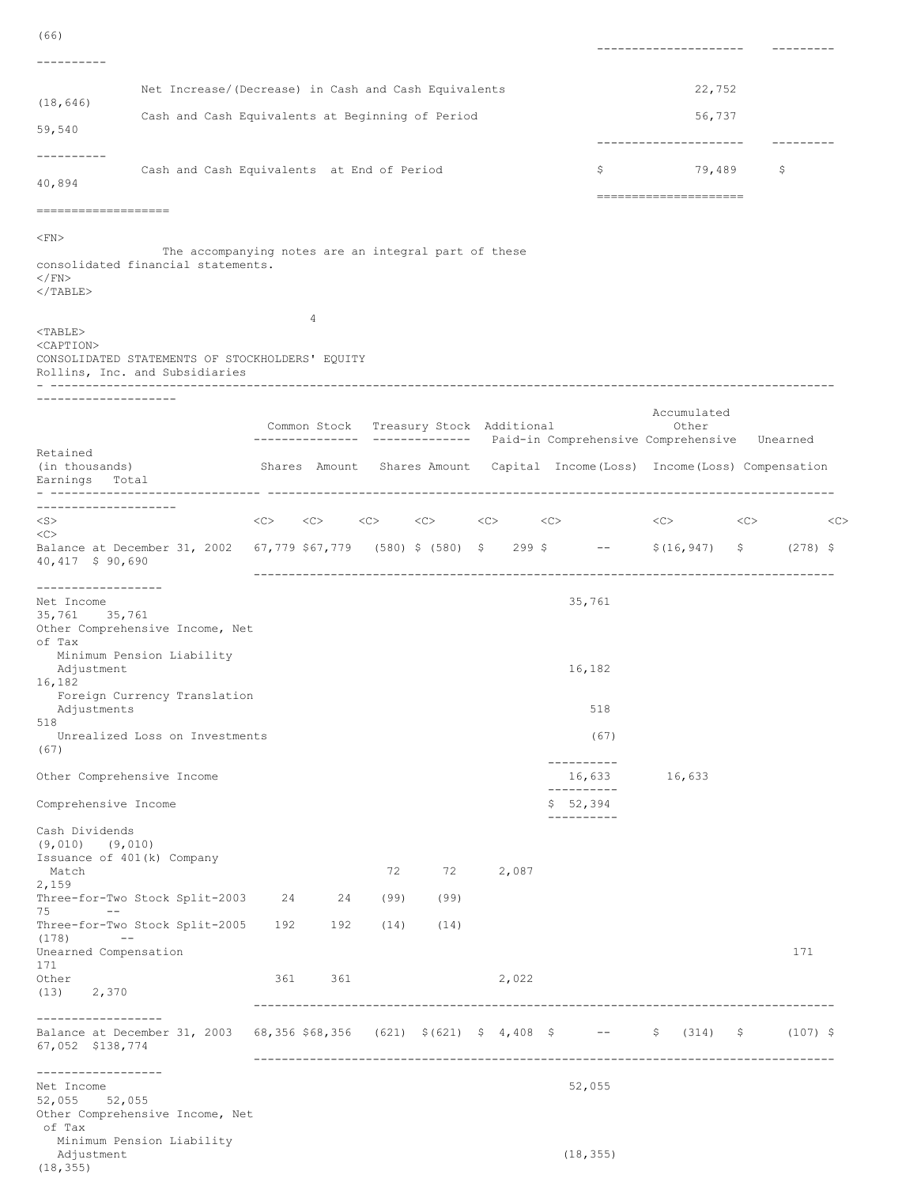| | | |
|---|---|---|
| | (66) | |
| Net Increase/(Decrease) in Cash and Cash Equivalents | 22,752 | (18,646) |
| Cash and Cash Equivalents at Beginning of Period | 56,737 | 59,540 |
| Cash and Cash Equivalents at End of Period | $ 79,489 | $ 40,894 |

The accompanying notes are an integral part of these consolidated financial statements.

CONSOLIDATED STATEMENTS OF STOCKHOLDERS' EQUITY
Rollins, Inc. and Subsidiaries

| | Common Stock | | Treasury Stock | | Additional | | Accumulated Other | | | |
|---|---|---|---|---|---|---|---|---|---|---|
| (in thousands) | Shares | Amount | Shares | Amount | Paid-in Capital | Comprehensive Income(Loss) | Comprehensive Income(Loss) | Unearned Compensation | Retained Earnings | Total |
| Balance at December 31, 2002 | 67,779 | $67,779 | (580) | $ (580) | $ 299 | $ -- | $(16,947) | $ (278) | $ 40,417 | $ 90,690 |
| Net Income | | | | | | 35,761 | | | 35,761 | 35,761 |
| Other Comprehensive Income, Net of Tax | | | | | | | | | | |
| Minimum Pension Liability Adjustment | | | | | | 16,182 | | | | 16,182 |
| Foreign Currency Translation Adjustments | | | | | | 518 | | | | 518 |
| Unrealized Loss on Investments | | | | | | (67) | | | | (67) |
| Other Comprehensive Income | | | | | | 16,633 | 16,633 | | | |
| Comprehensive Income | | | | | | $ 52,394 | | | | |
| Cash Dividends | | | | | | | | | (9,010) | (9,010) |
| Issuance of 401(k) Company Match | | | 72 | 72 | 2,087 | | | | | 2,159 |
| Three-for-Two Stock Split-2003 | 24 | 24 | (99) | (99) | | | | | 75 | -- |
| Three-for-Two Stock Split-2005 | 192 | 192 | (14) | (14) | | | | | (178) | -- |
| Unearned Compensation | | | | | | | | 171 | | 171 |
| Other | 361 | 361 | | | 2,022 | | | | (13) | 2,370 |
| Balance at December 31, 2003 | 68,356 | $68,356 | (621) | $(621) | $ 4,408 | $ -- | $ (314) | $ (107) | $ 67,052 | $138,774 |
| Net Income | | | | | | 52,055 | | | 52,055 | 52,055 |
| Other Comprehensive Income, Net of Tax | | | | | | | | | | |
| Minimum Pension Liability Adjustment | | | | | | (18,355) | | | | (18,355) |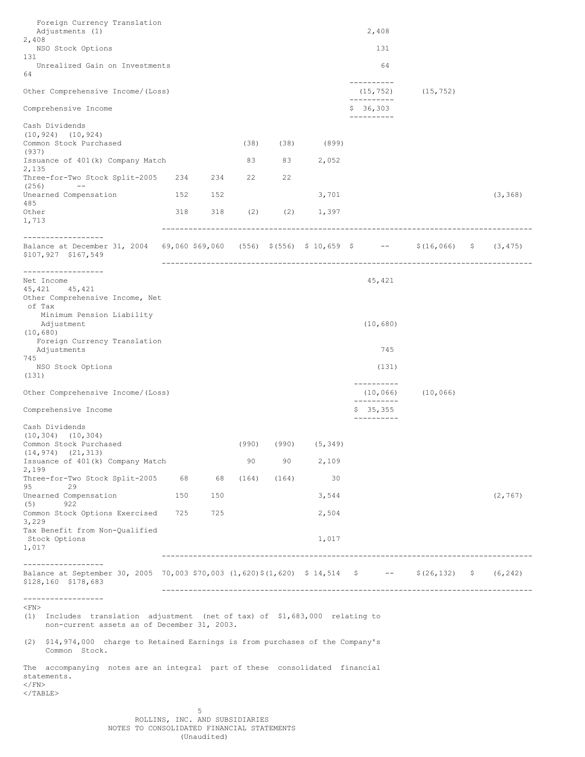| | | | | | | | | | | |
|---|---|---|---|---|---|---|---|---|---|---|
| Foreign Currency Translation Adjustments (1) | | | | | | 2,408 | | | | 2,408 |
| NSO Stock Options | | | | | | 131 | | | | 131 |
| Unrealized Gain on Investments | | | | | | 64 | | | | 64 |
| Other Comprehensive Income/(Loss) | | | | | | (15,752) | (15,752) | | | |
| Comprehensive Income | | | | | | $ 36,303 | | | | |
| Cash Dividends | | | | | | | | | (10,924) | (10,924) |
| Common Stock Purchased | | | (38) | (38) | (899) | | | | | (937) |
| Issuance of 401(k) Company Match | | | 83 | 83 | 2,052 | | | | | 2,135 |
| Three-for-Two Stock Split-2005 | 234 | 234 | 22 | 22 | | | | | (256) | -- |
| Unearned Compensation | 152 | 152 | | | 3,701 | | | (3,368) | | 485 |
| Other | 318 | 318 | (2) | (2) | 1,397 | | | | | 1,713 |
| Balance at December 31, 2004 | 69,060 | $69,060 | (556) | $(556) | $ 10,659 | $ -- | $(16,066) | $ (3,475) | $107,927 | $167,549 |
| Net Income | | | | | | 45,421 | | | 45,421 | 45,421 |
| Other Comprehensive Income, Net of Tax | | | | | | | | | | |
| Minimum Pension Liability Adjustment | | | | | | (10,680) | | | | (10,680) |
| Foreign Currency Translation Adjustments | | | | | | 745 | | | | 745 |
| NSO Stock Options | | | | | | (131) | | | | (131) |
| Other Comprehensive Income/(Loss) | | | | | | (10,066) | (10,066) | | | |
| Comprehensive Income | | | | | | $ 35,355 | | | | |
| Cash Dividends | | | | | | | | | (10,304) | (10,304) |
| Common Stock Purchased | | | (990) | (990) | (5,349) | | | | (14,974) | (21,313) |
| Issuance of 401(k) Company Match | | | 90 | 90 | 2,109 | | | | | 2,199 |
| Three-for-Two Stock Split-2005 | 68 | 68 | (164) | (164) | 30 | | | | 95 | 29 |
| Unearned Compensation | 150 | 150 | | | 3,544 | | | (2,767) | (5) | 922 |
| Common Stock Options Exercised | 725 | 725 | | | 2,504 | | | | | 3,229 |
| Tax Benefit from Non-Qualified Stock Options | | | | | 1,017 | | | | | 1,017 |
| Balance at September 30, 2005 | 70,003 | $70,003 | (1,620) | $(1,620) | $ 14,514 | $ -- | $(26,132) | $ (6,242) | $128,160 | $178,683 |

(1) Includes translation adjustment (net of tax) of $1,683,000 relating to non-current assets as of December 31, 2003.

(2) $14,974,000 charge to Retained Earnings is from purchases of the Company's Common Stock.

The accompanying notes are an integral part of these consolidated financial statements.

ROLLINS, INC. AND SUBSIDIARIES
NOTES TO CONSOLIDATED FINANCIAL STATEMENTS
(Unaudited)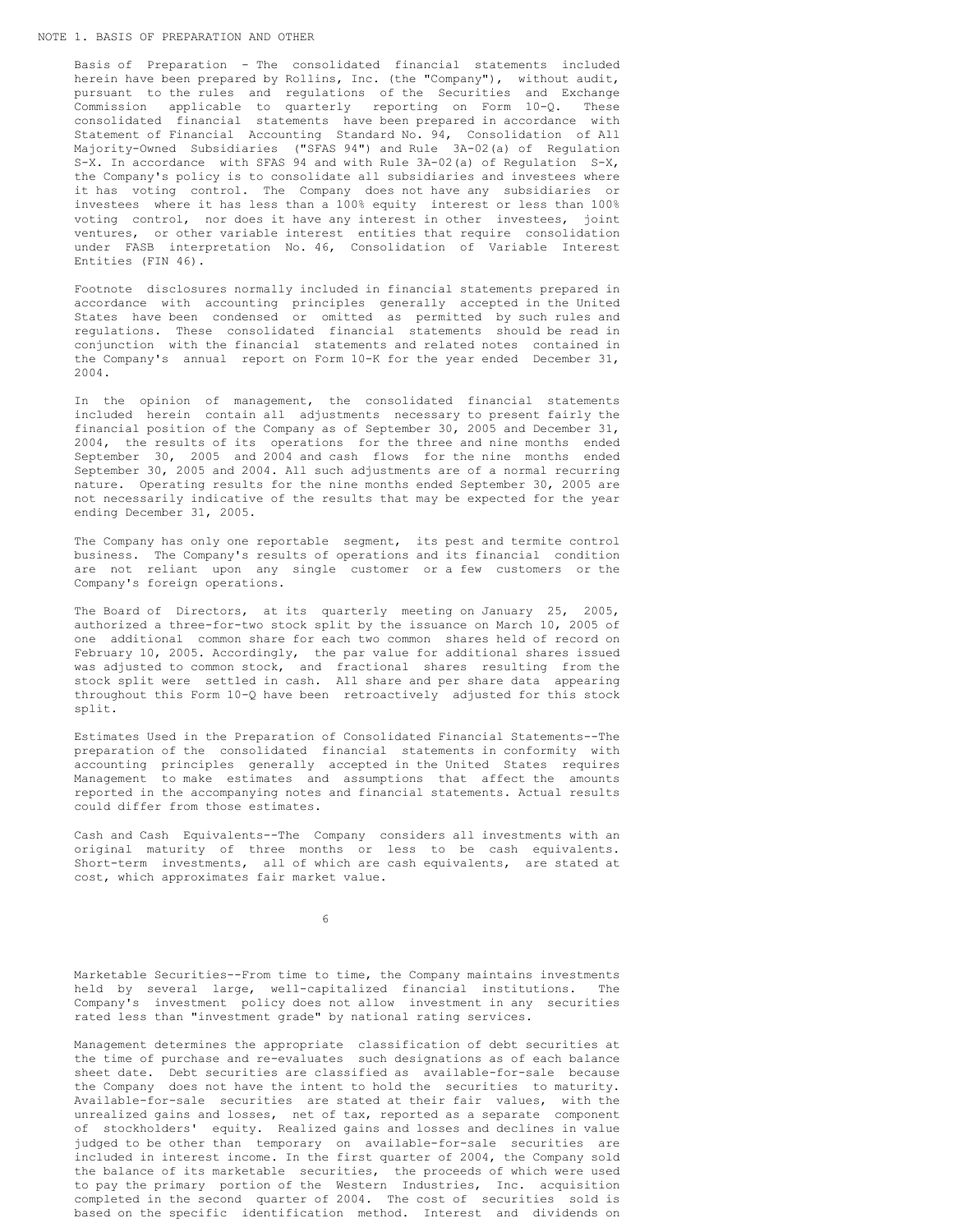## NOTE 1. BASIS OF PREPARATION AND OTHER

Basis of Preparation - The consolidated financial statements included herein have been prepared by Rollins, Inc. (the "Company"), without audit, pursuant to the rules and regulations of the Securities and Exchange Commission applicable to quarterly reporting on Form 10-Q. These consolidated financial statements have been prepared in accordance with Statement of Financial Accounting Standard No. 94, Consolidation of All Majority-Owned Subsidiaries ("SFAS 94") and Rule 3A-02(a) of Regulation S-X. In accordance with SFAS 94 and with Rule 3A-02(a) of Regulation S-X, the Company's policy is to consolidate all subsidiaries and investees where it has voting control. The Company does not have any subsidiaries or investees where it has less than a 100% equity interest or less than 100% voting control, nor does it have any interest in other investees, joint ventures, or other variable interest entities that require consolidation under FASB interpretation No. 46, Consolidation of Variable Interest Entities (FIN 46).

Footnote disclosures normally included in financial statements prepared in accordance with accounting principles generally accepted in the United States have been condensed or omitted as permitted by such rules and regulations. These consolidated financial statements should be read in conjunction with the financial statements and related notes contained in the Company's annual report on Form 10-K for the year ended December 31, 2004.

In the opinion of management, the consolidated financial statements included herein contain all adjustments necessary to present fairly the financial position of the Company as of September 30, 2005 and December 31, 2004, the results of its operations for the three and nine months ended September 30, 2005 and 2004 and cash flows for the nine months ended September 30, 2005 and 2004. All such adjustments are of a normal recurring nature. Operating results for the nine months ended September 30, 2005 are not necessarily indicative of the results that may be expected for the year ending December 31, 2005.

The Company has only one reportable segment, its pest and termite control business. The Company's results of operations and its financial condition are not reliant upon any single customer or a few customers or the Company's foreign operations.

The Board of Directors, at its quarterly meeting on January 25, 2005, authorized a three-for-two stock split by the issuance on March 10, 2005 of one additional common share for each two common shares held of record on February 10, 2005. Accordingly, the par value for additional shares issued was adjusted to common stock, and fractional shares resulting from the stock split were settled in cash. All share and per share data appearing throughout this Form 10-Q have been retroactively adjusted for this stock split.

Estimates Used in the Preparation of Consolidated Financial Statements--The preparation of the consolidated financial statements in conformity with accounting principles generally accepted in the United States requires Management to make estimates and assumptions that affect the amounts reported in the accompanying notes and financial statements. Actual results could differ from those estimates.

Cash and Cash Equivalents--The Company considers all investments with an original maturity of three months or less to be cash equivalents. Short-term investments, all of which are cash equivalents, are stated at cost, which approximates fair market value.

Marketable Securities--From time to time, the Company maintains investments held by several large, well-capitalized financial institutions. The Company's investment policy does not allow investment in any securities rated less than "investment grade" by national rating services.

Management determines the appropriate classification of debt securities at the time of purchase and re-evaluates such designations as of each balance sheet date. Debt securities are classified as available-for-sale because the Company does not have the intent to hold the securities to maturity. Available-for-sale securities are stated at their fair values, with the unrealized gains and losses, net of tax, reported as a separate component of stockholders' equity. Realized gains and losses and declines in value judged to be other than temporary on available-for-sale securities are included in interest income. In the first quarter of 2004, the Company sold the balance of its marketable securities, the proceeds of which were used to pay the primary portion of the Western Industries, Inc. acquisition completed in the second quarter of 2004. The cost of securities sold is based on the specific identification method. Interest and dividends on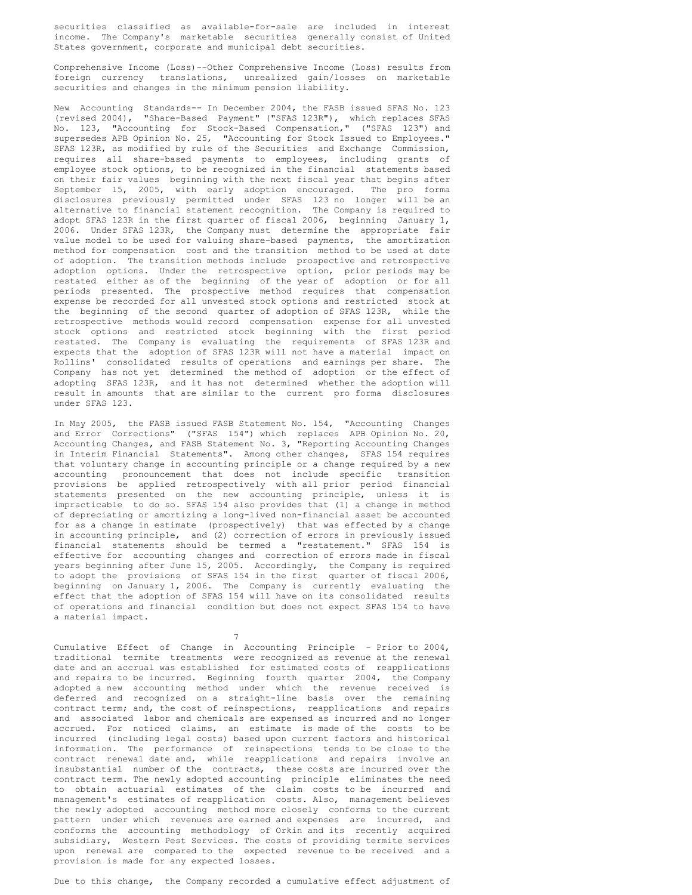securities classified as available-for-sale are included in interest income. The Company's marketable securities generally consist of United States government, corporate and municipal debt securities.

Comprehensive Income (Loss)--Other Comprehensive Income (Loss) results from foreign currency translations, unrealized gain/losses on marketable securities and changes in the minimum pension liability.

New Accounting Standards-- In December 2004, the FASB issued SFAS No. 123 (revised 2004), "Share-Based Payment" ("SFAS 123R"), which replaces SFAS No. 123, "Accounting for Stock-Based Compensation," ("SFAS 123") and supersedes APB Opinion No. 25, "Accounting for Stock Issued to Employees." SFAS 123R, as modified by rule of the Securities and Exchange Commission, requires all share-based payments to employees, including grants of employee stock options, to be recognized in the financial statements based on their fair values beginning with the next fiscal year that begins after September 15, 2005, with early adoption encouraged. The pro forma disclosures previously permitted under SFAS 123 no longer will be an alternative to financial statement recognition. The Company is required to adopt SFAS 123R in the first quarter of fiscal 2006, beginning January 1, 2006. Under SFAS 123R, the Company must determine the appropriate fair value model to be used for valuing share-based payments, the amortization method for compensation cost and the transition method to be used at date of adoption. The transition methods include prospective and retrospective adoption options. Under the retrospective option, prior periods may be restated either as of the beginning of the year of adoption or for all periods presented. The prospective method requires that compensation expense be recorded for all unvested stock options and restricted stock at the beginning of the second quarter of adoption of SFAS 123R, while the retrospective methods would record compensation expense for all unvested stock options and restricted stock beginning with the first period restated. The Company is evaluating the requirements of SFAS 123R and expects that the adoption of SFAS 123R will not have a material impact on Rollins' consolidated results of operations and earnings per share. The Company has not yet determined the method of adoption or the effect of adopting SFAS 123R, and it has not determined whether the adoption will result in amounts that are similar to the current pro forma disclosures under SFAS 123.

In May 2005, the FASB issued FASB Statement No. 154, "Accounting Changes and Error Corrections" ("SFAS 154") which replaces APB Opinion No. 20, Accounting Changes, and FASB Statement No. 3, "Reporting Accounting Changes in Interim Financial Statements". Among other changes, SFAS 154 requires that voluntary change in accounting principle or a change required by a new accounting pronouncement that does not include specific transition provisions be applied retrospectively with all prior period financial statements presented on the new accounting principle, unless it is impracticable to do so. SFAS 154 also provides that (1) a change in method of depreciating or amortizing a long-lived non-financial asset be accounted for as a change in estimate (prospectively) that was effected by a change in accounting principle, and (2) correction of errors in previously issued financial statements should be termed a "restatement." SFAS 154 is effective for accounting changes and correction of errors made in fiscal years beginning after June 15, 2005. Accordingly, the Company is required to adopt the provisions of SFAS 154 in the first quarter of fiscal 2006, beginning on January 1, 2006. The Company is currently evaluating the effect that the adoption of SFAS 154 will have on its consolidated results of operations and financial condition but does not expect SFAS 154 to have a material impact.

Cumulative Effect of Change in Accounting Principle - Prior to 2004, traditional termite treatments were recognized as revenue at the renewal date and an accrual was established for estimated costs of reapplications and repairs to be incurred. Beginning fourth quarter 2004, the Company adopted a new accounting method under which the revenue received is deferred and recognized on a straight-line basis over the remaining contract term; and, the cost of reinspections, reapplications and repairs and associated labor and chemicals are expensed as incurred and no longer accrued. For noticed claims, an estimate is made of the costs to be incurred (including legal costs) based upon current factors and historical information. The performance of reinspections tends to be close to the contract renewal date and, while reapplications and repairs involve an insubstantial number of the contracts, these costs are incurred over the contract term. The newly adopted accounting principle eliminates the need to obtain actuarial estimates of the claim costs to be incurred and management's estimates of reapplication costs. Also, management believes the newly adopted accounting method more closely conforms to the current pattern under which revenues are earned and expenses are incurred, and conforms the accounting methodology of Orkin and its recently acquired subsidiary, Western Pest Services. The costs of providing termite services upon renewal are compared to the expected revenue to be received and a provision is made for any expected losses.

Due to this change, the Company recorded a cumulative effect adjustment of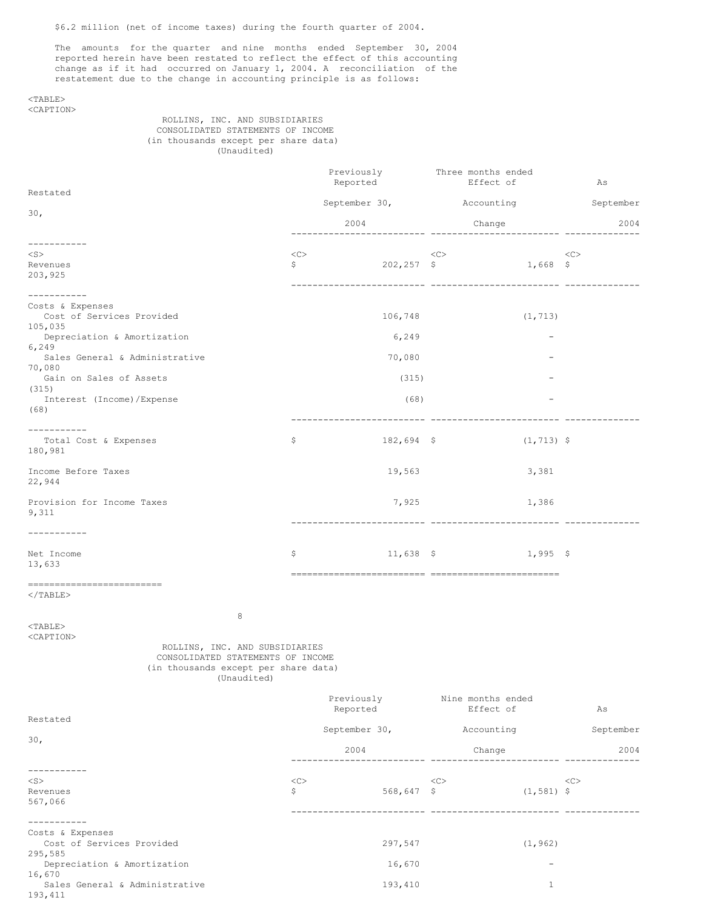$6.2 million (net of income taxes) during the fourth quarter of 2004.

The amounts for the quarter and nine months ended September 30, 2004 reported herein have been restated to reflect the effect of this accounting change as if it had occurred on January 1, 2004. A reconciliation of the restatement due to the change in accounting principle is as follows:

ROLLINS, INC. AND SUBSIDIARIES
CONSOLIDATED STATEMENTS OF INCOME
(in thousands except per share data)
(Unaudited)

| | Previously Reported September 30, 2004 | Three months ended Effect of Accounting Change | As Restated September 30, 2004 |
|---|---|---|---|
| Revenues | $ 202,257 | $ 1,668 | $ 203,925 |
| Costs & Expenses | | | |
| Cost of Services Provided | 106,748 | (1,713) | 105,035 |
| Depreciation & Amortization | 6,249 | - | 6,249 |
| Sales General & Administrative | 70,080 | - | 70,080 |
| Gain on Sales of Assets | (315) | - | (315) |
| Interest (Income)/Expense | (68) | - | (68) |
| Total Cost & Expenses | $ 182,694 | $ (1,713) | $ 180,981 |
| Income Before Taxes | 19,563 | 3,381 | 22,944 |
| Provision for Income Taxes | 7,925 | 1,386 | 9,311 |
| Net Income | $ 11,638 | $ 1,995 | $ 13,633 |

ROLLINS, INC. AND SUBSIDIARIES
CONSOLIDATED STATEMENTS OF INCOME
(in thousands except per share data)
(Unaudited)

| | Previously Reported September 30, 2004 | Nine months ended Effect of Accounting Change | As Restated September 30, 2004 |
|---|---|---|---|
| Revenues | $ 568,647 | $ (1,581) | $ 567,066 |
| Costs & Expenses | | | |
| Cost of Services Provided | 297,547 | (1,962) | 295,585 |
| Depreciation & Amortization | 16,670 | - | 16,670 |
| Sales General & Administrative | 193,410 | 1 | 193,411 |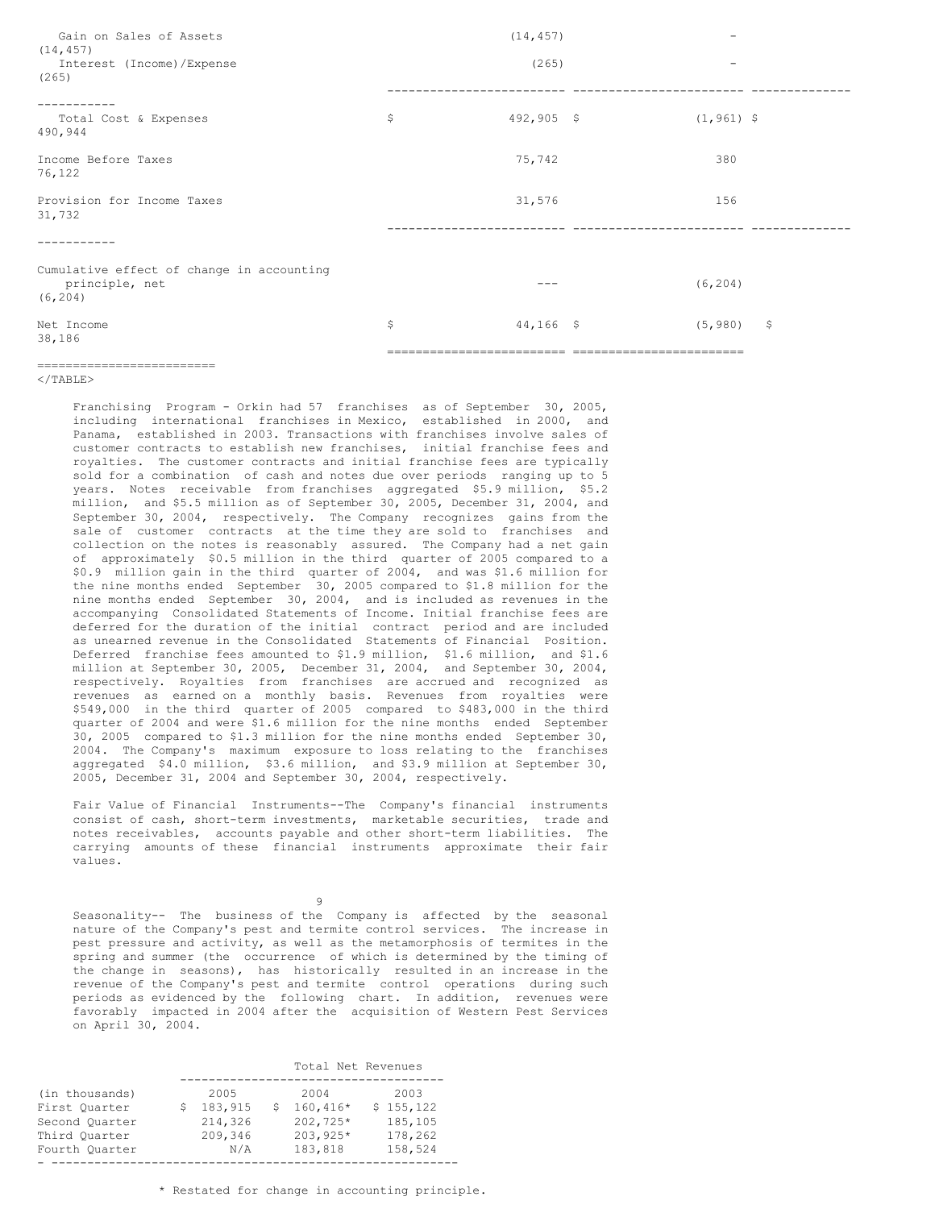| | | | |
|---|---|---|---|
| Gain on Sales of Assets | (14,457) | - | (14,457) |
| Interest (Income)/Expense | (265) | - | (265) |
| Total Cost & Expenses | $ 492,905 | $ (1,961) | $ 490,944 |
| Income Before Taxes | 75,742 | 380 | 76,122 |
| Provision for Income Taxes | 31,576 | 156 | 31,732 |
| Cumulative effect of change in accounting principle, net | --- | (6,204) | (6,204) |
| Net Income | $ 44,166 | $ (5,980) | $ 38,186 |

Franchising Program - Orkin had 57 franchises as of September 30, 2005, including international franchises in Mexico, established in 2000, and Panama, established in 2003. Transactions with franchises involve sales of customer contracts to establish new franchises, initial franchise fees and royalties. The customer contracts and initial franchise fees are typically sold for a combination of cash and notes due over periods ranging up to 5 years. Notes receivable from franchises aggregated $5.9 million, $5.2 million, and $5.5 million as of September 30, 2005, December 31, 2004, and September 30, 2004, respectively. The Company recognizes gains from the sale of customer contracts at the time they are sold to franchises and collection on the notes is reasonably assured. The Company had a net gain of approximately $0.5 million in the third quarter of 2005 compared to a $0.9 million gain in the third quarter of 2004, and was $1.6 million for the nine months ended September 30, 2005 compared to $1.8 million for the nine months ended September 30, 2004, and is included as revenues in the accompanying Consolidated Statements of Income. Initial franchise fees are deferred for the duration of the initial contract period and are included as unearned revenue in the Consolidated Statements of Financial Position. Deferred franchise fees amounted to $1.9 million, $1.6 million, and $1.6 million at September 30, 2005, December 31, 2004, and September 30, 2004, respectively. Royalties from franchises are accrued and recognized as revenues as earned on a monthly basis. Revenues from royalties were $549,000 in the third quarter of 2005 compared to $483,000 in the third quarter of 2004 and were $1.6 million for the nine months ended September 30, 2005 compared to $1.3 million for the nine months ended September 30, 2004. The Company's maximum exposure to loss relating to the franchises aggregated $4.0 million, $3.6 million, and $3.9 million at September 30, 2005, December 31, 2004 and September 30, 2004, respectively.

Fair Value of Financial Instruments--The Company's financial instruments consist of cash, short-term investments, marketable securities, trade and notes receivables, accounts payable and other short-term liabilities. The carrying amounts of these financial instruments approximate their fair values.

Seasonality-- The business of the Company is affected by the seasonal nature of the Company's pest and termite control services. The increase in pest pressure and activity, as well as the metamorphosis of termites in the spring and summer (the occurrence of which is determined by the timing of the change in seasons), has historically resulted in an increase in the revenue of the Company's pest and termite control operations during such periods as evidenced by the following chart. In addition, revenues were favorably impacted in 2004 after the acquisition of Western Pest Services on April 30, 2004.

| | Total Net Revenues | | |
|---|---|---|---|
| (in thousands) | 2005 | 2004 | 2003 |
| First Quarter | $ 183,915 | $ 160,416* | $ 155,122 |
| Second Quarter | 214,326 | 202,725* | 185,105 |
| Third Quarter | 209,346 | 203,925* | 178,262 |
| Fourth Quarter | N/A | 183,818 | 158,524 |

\* Restated for change in accounting principle.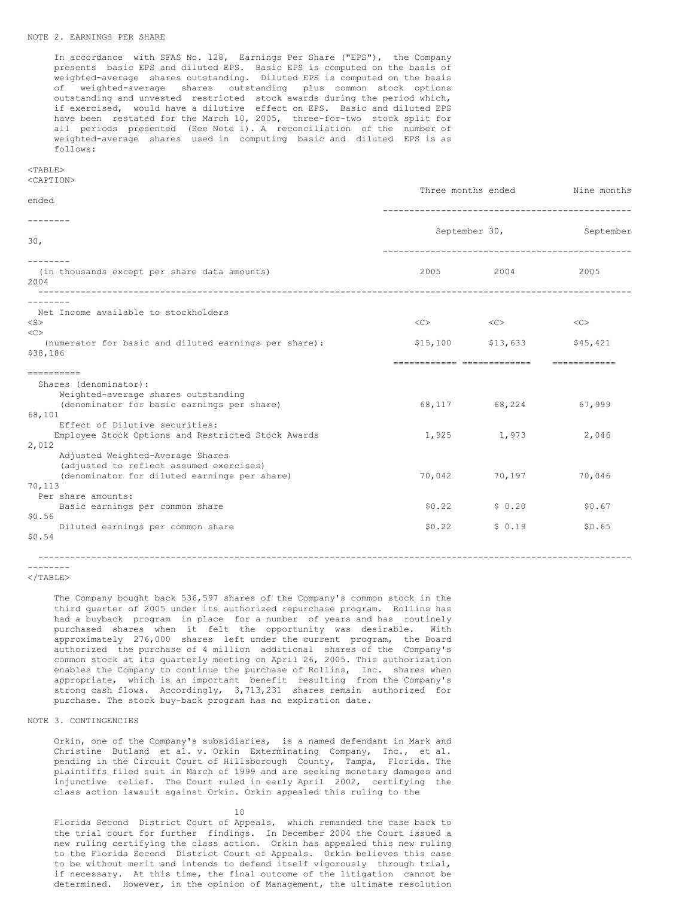NOTE 2. EARNINGS PER SHARE

In accordance with SFAS No. 128, Earnings Per Share ("EPS"), the Company presents basic EPS and diluted EPS. Basic EPS is computed on the basis of weighted-average shares outstanding. Diluted EPS is computed on the basis of weighted-average shares outstanding plus common stock options outstanding and unvested restricted stock awards during the period which, if exercised, would have a dilutive effect on EPS. Basic and diluted EPS have been restated for the March 10, 2005, three-for-two stock split for all periods presented (See Note 1). A reconciliation of the number of weighted-average shares used in computing basic and diluted EPS is as follows:

| | Three months ended | | Nine months ended | |
|---|---|---|---|---|
| | September 30, | | September 30, | |
| (in thousands except per share data amounts) | 2005 | 2004 | 2005 | 2004 |
| Net Income available to stockholders (numerator for basic and diluted earnings per share): | $15,100 | $13,633 | $45,421 | $38,186 |
| Shares (denominator): | | | | |
| Weighted-average shares outstanding (denominator for basic earnings per share) | 68,117 | 68,224 | 67,999 | 68,101 |
| Effect of Dilutive securities: | | | | |
| Employee Stock Options and Restricted Stock Awards | 1,925 | 1,973 | 2,046 | 2,012 |
| Adjusted Weighted-Average Shares (adjusted to reflect assumed exercises) (denominator for diluted earnings per share) | 70,042 | 70,197 | 70,046 | 70,113 |
| Per share amounts: | | | | |
| Basic earnings per common share | $0.22 | $ 0.20 | $0.67 | $0.56 |
| Diluted earnings per common share | $0.22 | $ 0.19 | $0.65 | $0.54 |

The Company bought back 536,597 shares of the Company's common stock in the third quarter of 2005 under its authorized repurchase program. Rollins has had a buyback program in place for a number of years and has routinely purchased shares when it felt the opportunity was desirable. With approximately 276,000 shares left under the current program, the Board authorized the purchase of 4 million additional shares of the Company's common stock at its quarterly meeting on April 26, 2005. This authorization enables the Company to continue the purchase of Rollins, Inc. shares when appropriate, which is an important benefit resulting from the Company's strong cash flows. Accordingly, 3,713,231 shares remain authorized for purchase. The stock buy-back program has no expiration date.

NOTE 3. CONTINGENCIES

Orkin, one of the Company's subsidiaries, is a named defendant in Mark and Christine Butland et al. v. Orkin Exterminating Company, Inc., et al. pending in the Circuit Court of Hillsborough County, Tampa, Florida. The plaintiffs filed suit in March of 1999 and are seeking monetary damages and injunctive relief. The Court ruled in early April 2002, certifying the class action lawsuit against Orkin. Orkin appealed this ruling to the Florida Second District Court of Appeals, which remanded the case back to the trial court for further findings. In December 2004 the Court issued a new ruling certifying the class action. Orkin has appealed this new ruling to the Florida Second District Court of Appeals. Orkin believes this case to be without merit and intends to defend itself vigorously through trial, if necessary. At this time, the final outcome of the litigation cannot be determined. However, in the opinion of Management, the ultimate resolution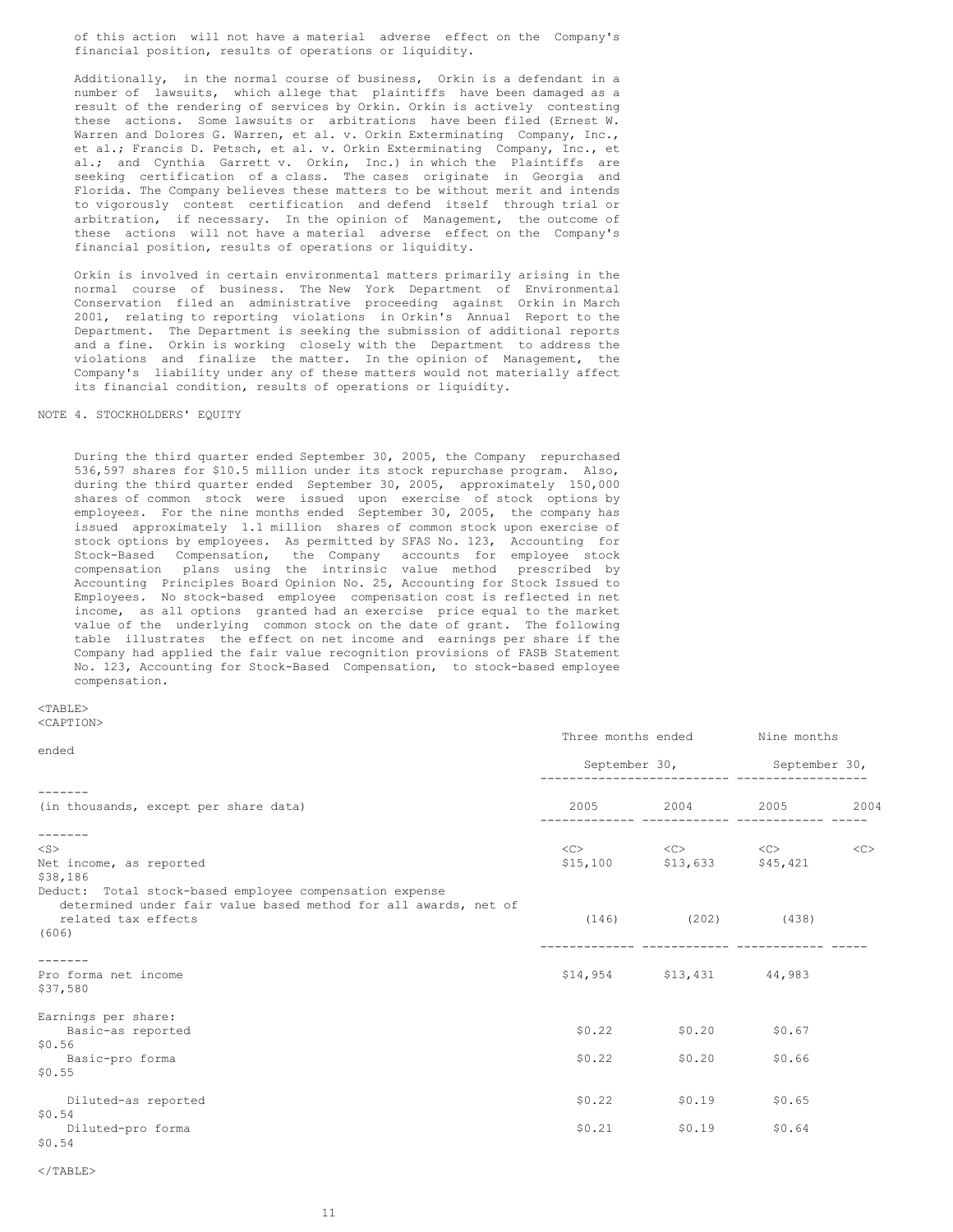of this action will not have a material adverse effect on the Company's financial position, results of operations or liquidity.

Additionally, in the normal course of business, Orkin is a defendant in a number of lawsuits, which allege that plaintiffs have been damaged as a result of the rendering of services by Orkin. Orkin is actively contesting these actions. Some lawsuits or arbitrations have been filed (Ernest W. Warren and Dolores G. Warren, et al. v. Orkin Exterminating Company, Inc., et al.; Francis D. Petsch, et al. v. Orkin Exterminating Company, Inc., et al.; and Cynthia Garrett v. Orkin, Inc.) in which the Plaintiffs are seeking certification of a class. The cases originate in Georgia and Florida. The Company believes these matters to be without merit and intends to vigorously contest certification and defend itself through trial or arbitration, if necessary. In the opinion of Management, the outcome of these actions will not have a material adverse effect on the Company's financial position, results of operations or liquidity.

Orkin is involved in certain environmental matters primarily arising in the normal course of business. The New York Department of Environmental Conservation filed an administrative proceeding against Orkin in March 2001, relating to reporting violations in Orkin's Annual Report to the Department. The Department is seeking the submission of additional reports and a fine. Orkin is working closely with the Department to address the violations and finalize the matter. In the opinion of Management, the Company's liability under any of these matters would not materially affect its financial condition, results of operations or liquidity.

NOTE 4. STOCKHOLDERS' EQUITY

During the third quarter ended September 30, 2005, the Company repurchased 536,597 shares for $10.5 million under its stock repurchase program. Also, during the third quarter ended September 30, 2005, approximately 150,000 shares of common stock were issued upon exercise of stock options by employees. For the nine months ended September 30, 2005, the company has issued approximately 1.1 million shares of common stock upon exercise of stock options by employees. As permitted by SFAS No. 123, Accounting for Stock-Based Compensation, the Company accounts for employee stock compensation plans using the intrinsic value method prescribed by Accounting Principles Board Opinion No. 25, Accounting for Stock Issued to Employees. No stock-based employee compensation cost is reflected in net income, as all options granted had an exercise price equal to the market value of the underlying common stock on the date of grant. The following table illustrates the effect on net income and earnings per share if the Company had applied the fair value recognition provisions of FASB Statement No. 123, Accounting for Stock-Based Compensation, to stock-based employee compensation.

| | Three months ended September 30, | | Nine months ended September 30, | |
|---|---|---|---|---|
| (in thousands, except per share data) | 2005 | 2004 | 2005 | 2004 |
| Net income, as reported | $15,100 | $13,633 | $45,421 | $38,186 |
| Deduct: Total stock-based employee compensation expense determined under fair value based method for all awards, net of related tax effects | (146) | (202) | (438) | (606) |
| Pro forma net income | $14,954 | $13,431 | 44,983 | $37,580 |
| Earnings per share: | | | | |
| Basic-as reported | $0.22 | $0.20 | $0.67 | $0.56 |
| Basic-pro forma | $0.22 | $0.20 | $0.66 | $0.55 |
| Diluted-as reported | $0.22 | $0.19 | $0.65 | $0.54 |
| Diluted-pro forma | $0.21 | $0.19 | $0.64 | $0.54 |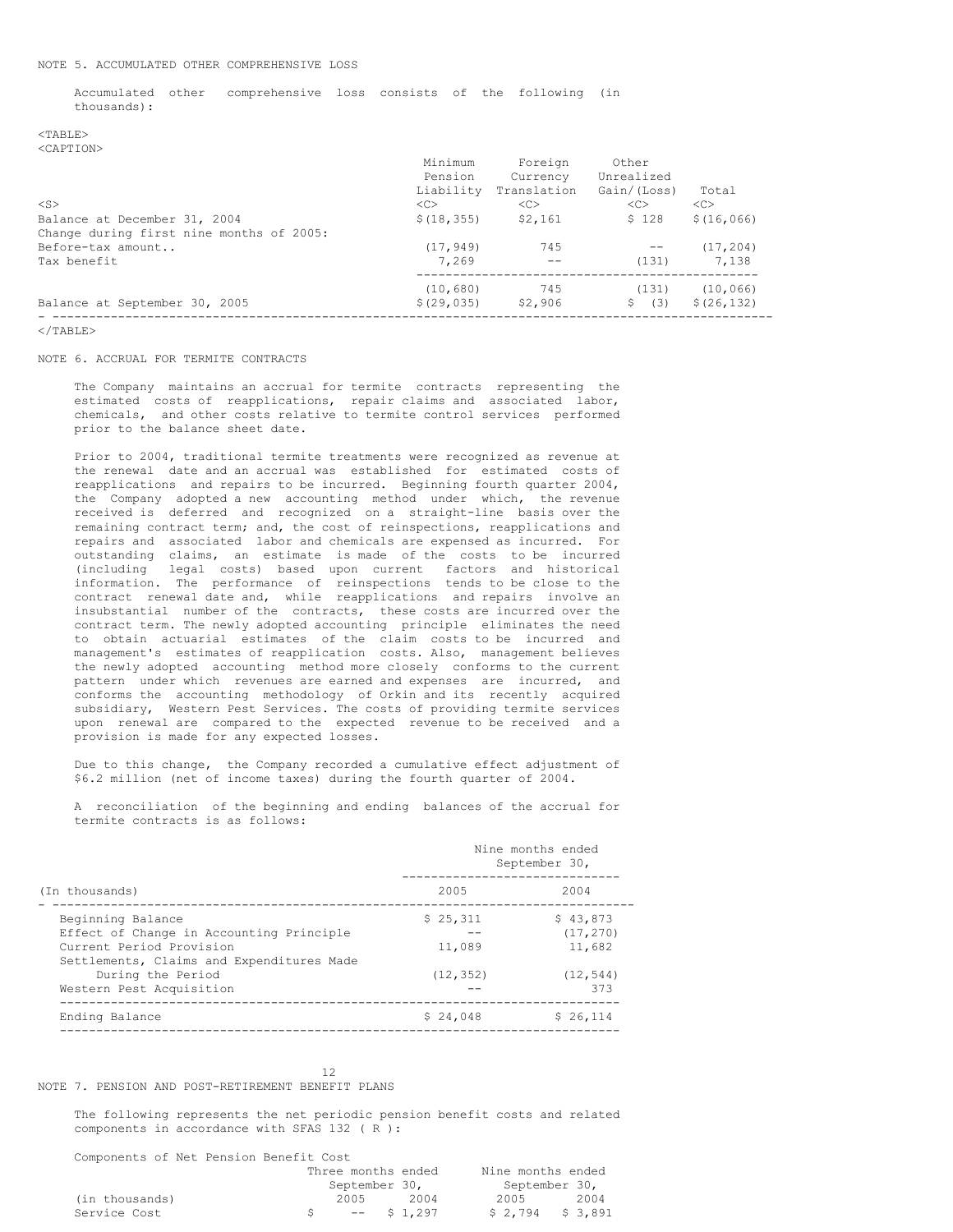NOTE 5. ACCUMULATED OTHER COMPREHENSIVE LOSS

Accumulated other comprehensive loss consists of the following (in thousands):

| | Minimum Pension Liability | Foreign Currency Translation | Other Unrealized Gain/(Loss) | Total |
|---|---|---|---|---|
| Balance at December 31, 2004 | $(18,355) | $2,161 | $ 128 | $(16,066) |
| Change during first nine months of 2005: | | | | |
| Before-tax amount.. | (17,949) | 745 | -- | (17,204) |
| Tax benefit | 7,269 | -- | (131) | 7,138 |
| | (10,680) | 745 | (131) | (10,066) |
| Balance at September 30, 2005 | $(29,035) | $2,906 | $ (3) | $(26,132) |

NOTE 6. ACCRUAL FOR TERMITE CONTRACTS

The Company maintains an accrual for termite contracts representing the estimated costs of reapplications, repair claims and associated labor, chemicals, and other costs relative to termite control services performed prior to the balance sheet date.

Prior to 2004, traditional termite treatments were recognized as revenue at the renewal date and an accrual was established for estimated costs of reapplications and repairs to be incurred. Beginning fourth quarter 2004, the Company adopted a new accounting method under which, the revenue received is deferred and recognized on a straight-line basis over the remaining contract term; and, the cost of reinspections, reapplications and repairs and associated labor and chemicals are expensed as incurred. For outstanding claims, an estimate is made of the costs to be incurred (including legal costs) based upon current factors and historical information. The performance of reinspections tends to be close to the contract renewal date and, while reapplications and repairs involve an insubstantial number of the contracts, these costs are incurred over the contract term. The newly adopted accounting principle eliminates the need to obtain actuarial estimates of the claim costs to be incurred and management's estimates of reapplication costs. Also, management believes the newly adopted accounting method more closely conforms to the current pattern under which revenues are earned and expenses are incurred, and conforms the accounting methodology of Orkin and its recently acquired subsidiary, Western Pest Services. The costs of providing termite services upon renewal are compared to the expected revenue to be received and a provision is made for any expected losses.

Due to this change, the Company recorded a cumulative effect adjustment of $6.2 million (net of income taxes) during the fourth quarter of 2004.

A reconciliation of the beginning and ending balances of the accrual for termite contracts is as follows:

| (In thousands) | Nine months ended September 30, 2005 | 2004 |
|---|---|---|
| Beginning Balance | $ 25,311 | $ 43,873 |
| Effect of Change in Accounting Principle | -- | (17,270) |
| Current Period Provision | 11,089 | 11,682 |
| Settlements, Claims and Expenditures Made During the Period | (12,352) | (12,544) |
| Western Pest Acquisition | -- | 373 |
| Ending Balance | $ 24,048 | $ 26,114 |

NOTE 7. PENSION AND POST-RETIREMENT BENEFIT PLANS

The following represents the net periodic pension benefit costs and related components in accordance with SFAS 132 ( R ):

Components of Net Pension Benefit Cost

| (in thousands) | Three months ended September 30, 2005 | 2004 | Nine months ended September 30, 2005 | 2004 |
|---|---|---|---|---|
| Service Cost | $ -- | $ 1,297 | $ 2,794 | $ 3,891 |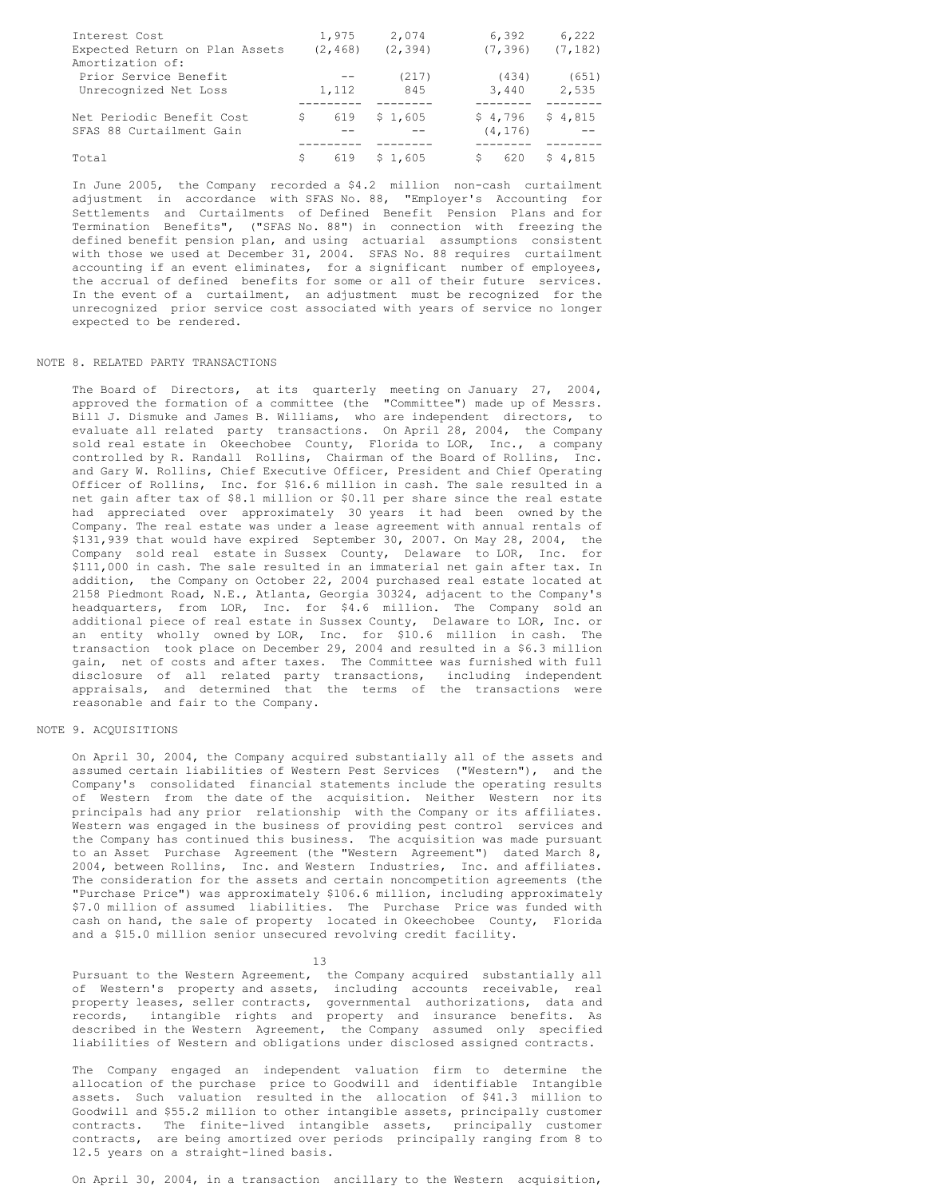| | | | | |
|---|---|---|---|---|
| Interest Cost | 1,975 | 2,074 | 6,392 | 6,222 |
| Expected Return on Plan Assets | (2,468) | (2,394) | (7,396) | (7,182) |
| Amortization of: | | | | |
| Prior Service Benefit | -- | (217) | (434) | (651) |
| Unrecognized Net Loss | 1,112 | 845 | 3,440 | 2,535 |
| Net Periodic Benefit Cost | $ 619 | $ 1,605 | $ 4,796 | $ 4,815 |
| SFAS 88 Curtailment Gain | -- | -- | (4,176) | -- |
| Total | $ 619 | $ 1,605 | $ 620 | $ 4,815 |

In June 2005, the Company recorded a $4.2 million non-cash curtailment adjustment in accordance with SFAS No. 88, "Employer's Accounting for Settlements and Curtailments of Defined Benefit Pension Plans and for Termination Benefits", ("SFAS No. 88") in connection with freezing the defined benefit pension plan, and using actuarial assumptions consistent with those we used at December 31, 2004. SFAS No. 88 requires curtailment accounting if an event eliminates, for a significant number of employees, the accrual of defined benefits for some or all of their future services. In the event of a curtailment, an adjustment must be recognized for the unrecognized prior service cost associated with years of service no longer expected to be rendered.

## NOTE 8. RELATED PARTY TRANSACTIONS

The Board of Directors, at its quarterly meeting on January 27, 2004, approved the formation of a committee (the "Committee") made up of Messrs. Bill J. Dismuke and James B. Williams, who are independent directors, to evaluate all related party transactions. On April 28, 2004, the Company sold real estate in Okeechobee County, Florida to LOR, Inc., a company controlled by R. Randall Rollins, Chairman of the Board of Rollins, Inc. and Gary W. Rollins, Chief Executive Officer, President and Chief Operating Officer of Rollins, Inc. for $16.6 million in cash. The sale resulted in a net gain after tax of $8.1 million or $0.11 per share since the real estate had appreciated over approximately 30 years it had been owned by the Company. The real estate was under a lease agreement with annual rentals of $131,939 that would have expired September 30, 2007. On May 28, 2004, the Company sold real estate in Sussex County, Delaware to LOR, Inc. for $111,000 in cash. The sale resulted in an immaterial net gain after tax. In addition, the Company on October 22, 2004 purchased real estate located at 2158 Piedmont Road, N.E., Atlanta, Georgia 30324, adjacent to the Company's headquarters, from LOR, Inc. for $4.6 million. The Company sold an additional piece of real estate in Sussex County, Delaware to LOR, Inc. or an entity wholly owned by LOR, Inc. for $10.6 million in cash. The transaction took place on December 29, 2004 and resulted in a $6.3 million gain, net of costs and after taxes. The Committee was furnished with full disclosure of all related party transactions, including independent appraisals, and determined that the terms of the transactions were reasonable and fair to the Company.

## NOTE 9. ACQUISITIONS

On April 30, 2004, the Company acquired substantially all of the assets and assumed certain liabilities of Western Pest Services ("Western"), and the Company's consolidated financial statements include the operating results of Western from the date of the acquisition. Neither Western nor its principals had any prior relationship with the Company or its affiliates. Western was engaged in the business of providing pest control services and the Company has continued this business. The acquisition was made pursuant to an Asset Purchase Agreement (the "Western Agreement") dated March 8, 2004, between Rollins, Inc. and Western Industries, Inc. and affiliates. The consideration for the assets and certain noncompetition agreements (the "Purchase Price") was approximately $106.6 million, including approximately $7.0 million of assumed liabilities. The Purchase Price was funded with cash on hand, the sale of property located in Okeechobee County, Florida and a $15.0 million senior unsecured revolving credit facility.

Pursuant to the Western Agreement, the Company acquired substantially all of Western's property and assets, including accounts receivable, real property leases, seller contracts, governmental authorizations, data and records, intangible rights and property and insurance benefits. As described in the Western Agreement, the Company assumed only specified liabilities of Western and obligations under disclosed assigned contracts.

The Company engaged an independent valuation firm to determine the allocation of the purchase price to Goodwill and identifiable Intangible assets. Such valuation resulted in the allocation of $41.3 million to Goodwill and $55.2 million to other intangible assets, principally customer contracts. The finite-lived intangible assets, principally customer contracts, are being amortized over periods principally ranging from 8 to 12.5 years on a straight-lined basis.

On April 30, 2004, in a transaction ancillary to the Western acquisition,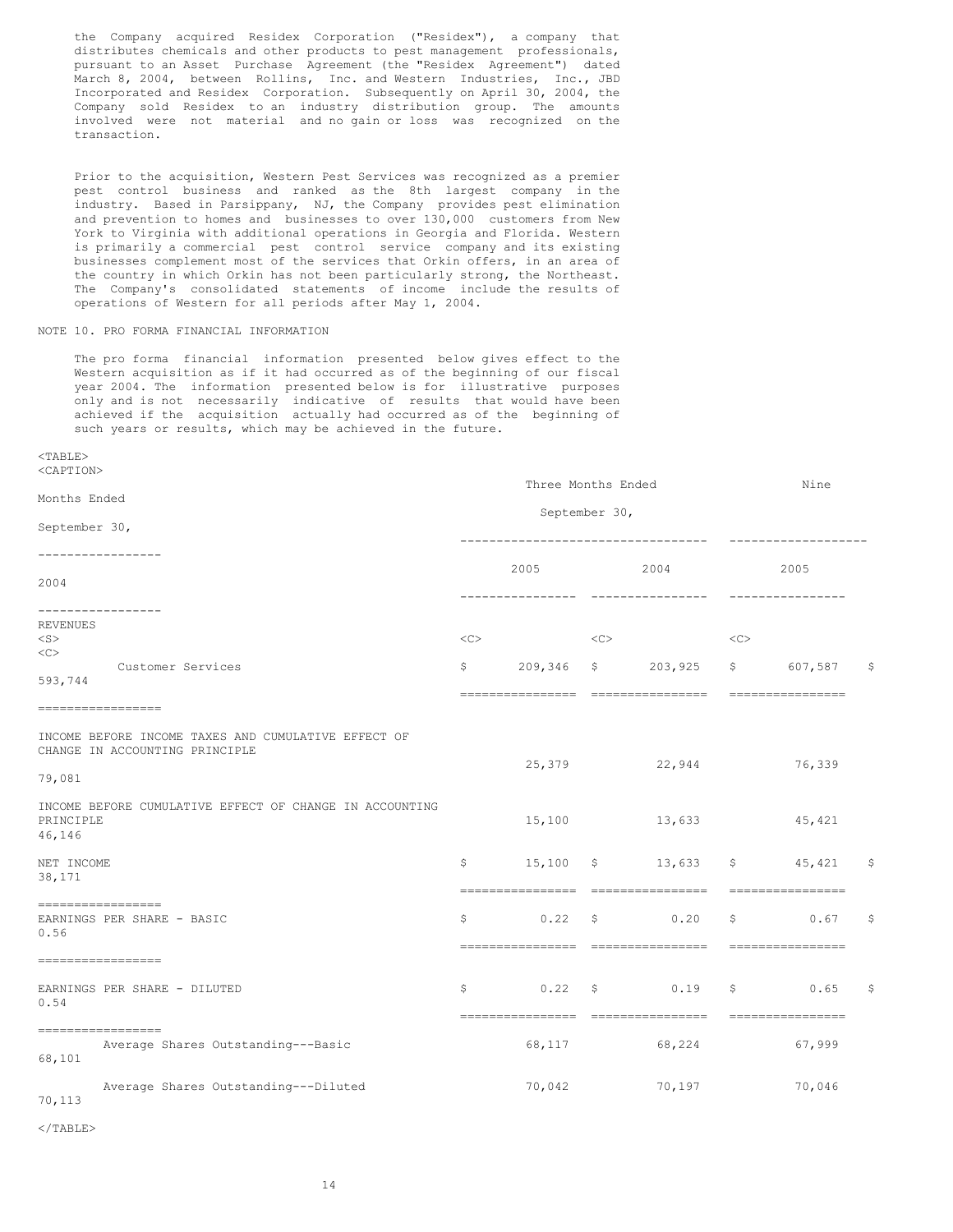the Company acquired Residex Corporation ("Residex"), a company that distributes chemicals and other products to pest management professionals, pursuant to an Asset Purchase Agreement (the "Residex Agreement") dated March 8, 2004, between Rollins, Inc. and Western Industries, Inc., JBD Incorporated and Residex Corporation. Subsequently on April 30, 2004, the Company sold Residex to an industry distribution group. The amounts involved were not material and no gain or loss was recognized on the transaction.

Prior to the acquisition, Western Pest Services was recognized as a premier pest control business and ranked as the 8th largest company in the industry. Based in Parsippany, NJ, the Company provides pest elimination and prevention to homes and businesses to over 130,000 customers from New York to Virginia with additional operations in Georgia and Florida. Western is primarily a commercial pest control service company and its existing businesses complement most of the services that Orkin offers, in an area of the country in which Orkin has not been particularly strong, the Northeast. The Company's consolidated statements of income include the results of operations of Western for all periods after May 1, 2004.

NOTE 10. PRO FORMA FINANCIAL INFORMATION

The pro forma financial information presented below gives effect to the Western acquisition as if it had occurred as of the beginning of our fiscal year 2004. The information presented below is for illustrative purposes only and is not necessarily indicative of results that would have been achieved if the acquisition actually had occurred as of the beginning of such years or results, which may be achieved in the future.

| | Three Months Ended September 30, | | Nine Months Ended September 30, | |
|---|---|---|---|---|
| | 2005 | 2004 | 2005 | 2004 |
| REVENUES | | | | |
| Customer Services | $ 209,346 | $ 203,925 | $ 607,587 | $ 593,744 |
| INCOME BEFORE INCOME TAXES AND CUMULATIVE EFFECT OF CHANGE IN ACCOUNTING PRINCIPLE | 25,379 | 22,944 | 76,339 | 79,081 |
| INCOME BEFORE CUMULATIVE EFFECT OF CHANGE IN ACCOUNTING PRINCIPLE | 15,100 | 13,633 | 45,421 | 46,146 |
| NET INCOME | $ 15,100 | $ 13,633 | $ 45,421 | $ 38,171 |
| EARNINGS PER SHARE - BASIC | $ 0.22 | $ 0.20 | $ 0.67 | $ 0.56 |
| EARNINGS PER SHARE - DILUTED | $ 0.22 | $ 0.19 | $ 0.65 | $ 0.54 |
| Average Shares Outstanding---Basic | 68,117 | 68,224 | 67,999 | 68,101 |
| Average Shares Outstanding---Diluted | 70,042 | 70,197 | 70,046 | 70,113 |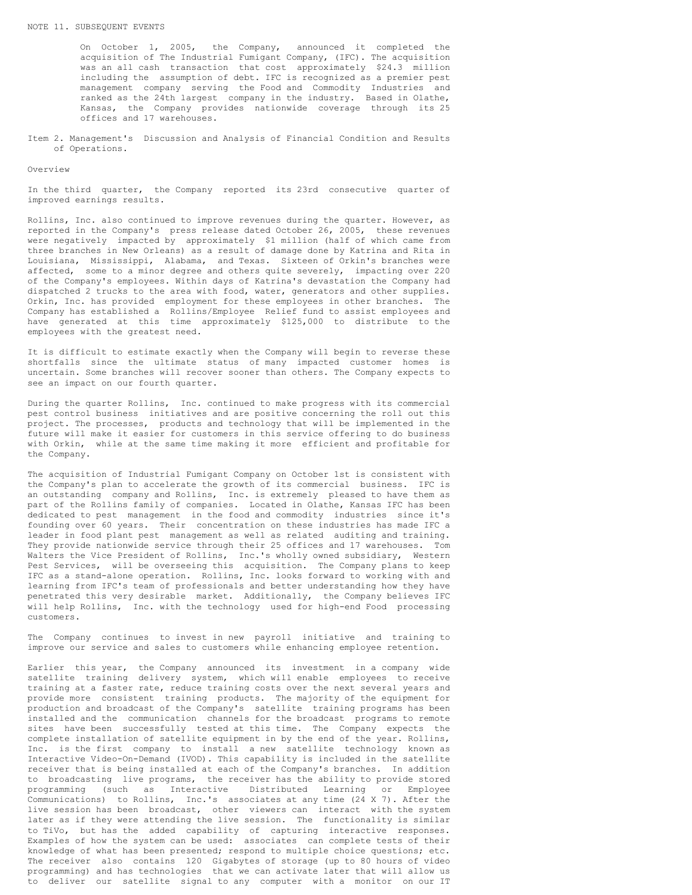NOTE 11. SUBSEQUENT EVENTS

On October 1, 2005, the Company, announced it completed the acquisition of The Industrial Fumigant Company, (IFC). The acquisition was an all cash transaction that cost approximately $24.3 million including the assumption of debt. IFC is recognized as a premier pest management company serving the Food and Commodity Industries and ranked as the 24th largest company in the industry. Based in Olathe, Kansas, the Company provides nationwide coverage through its 25 offices and 17 warehouses.

Item 2. Management's Discussion and Analysis of Financial Condition and Results of Operations.

Overview

In the third quarter, the Company reported its 23rd consecutive quarter of improved earnings results.

Rollins, Inc. also continued to improve revenues during the quarter. However, as reported in the Company's press release dated October 26, 2005, these revenues were negatively impacted by approximately $1 million (half of which came from three branches in New Orleans) as a result of damage done by Katrina and Rita in Louisiana, Mississippi, Alabama, and Texas. Sixteen of Orkin's branches were affected, some to a minor degree and others quite severely, impacting over 220 of the Company's employees. Within days of Katrina's devastation the Company had dispatched 2 trucks to the area with food, water, generators and other supplies. Orkin, Inc. has provided employment for these employees in other branches. The Company has established a Rollins/Employee Relief fund to assist employees and have generated at this time approximately $125,000 to distribute to the employees with the greatest need.

It is difficult to estimate exactly when the Company will begin to reverse these shortfalls since the ultimate status of many impacted customer homes is uncertain. Some branches will recover sooner than others. The Company expects to see an impact on our fourth quarter.

During the quarter Rollins, Inc. continued to make progress with its commercial pest control business initiatives and are positive concerning the roll out this project. The processes, products and technology that will be implemented in the future will make it easier for customers in this service offering to do business with Orkin, while at the same time making it more efficient and profitable for the Company.

The acquisition of Industrial Fumigant Company on October 1st is consistent with the Company's plan to accelerate the growth of its commercial business. IFC is an outstanding company and Rollins, Inc. is extremely pleased to have them as part of the Rollins family of companies. Located in Olathe, Kansas IFC has been dedicated to pest management in the food and commodity industries since it's founding over 60 years. Their concentration on these industries has made IFC a leader in food plant pest management as well as related auditing and training. They provide nationwide service through their 25 offices and 17 warehouses. Tom Walters the Vice President of Rollins, Inc.'s wholly owned subsidiary, Western Pest Services, will be overseeing this acquisition. The Company plans to keep IFC as a stand-alone operation. Rollins, Inc. looks forward to working with and learning from IFC's team of professionals and better understanding how they have penetrated this very desirable market. Additionally, the Company believes IFC will help Rollins, Inc. with the technology used for high-end Food processing customers.

The Company continues to invest in new payroll initiative and training to improve our service and sales to customers while enhancing employee retention.

Earlier this year, the Company announced its investment in a company wide satellite training delivery system, which will enable employees to receive training at a faster rate, reduce training costs over the next several years and provide more consistent training products. The majority of the equipment for production and broadcast of the Company's satellite training programs has been installed and the communication channels for the broadcast programs to remote sites have been successfully tested at this time. The Company expects the complete installation of satellite equipment in by the end of the year. Rollins, Inc. is the first company to install a new satellite technology known as Interactive Video-On-Demand (IVOD). This capability is included in the satellite receiver that is being installed at each of the Company's branches. In addition to broadcasting live programs, the receiver has the ability to provide stored programming (such as Interactive Distributed Learning or Employee Communications) to Rollins, Inc.'s associates at any time (24 X 7). After the live session has been broadcast, other viewers can interact with the system later as if they were attending the live session. The functionality is similar to TiVo, but has the added capability of capturing interactive responses. Examples of how the system can be used: associates can complete tests of their knowledge of what has been presented; respond to multiple choice questions; etc. The receiver also contains 120 Gigabytes of storage (up to 80 hours of video programming) and has technologies that we can activate later that will allow us to deliver our satellite signal to any computer with a monitor on our IT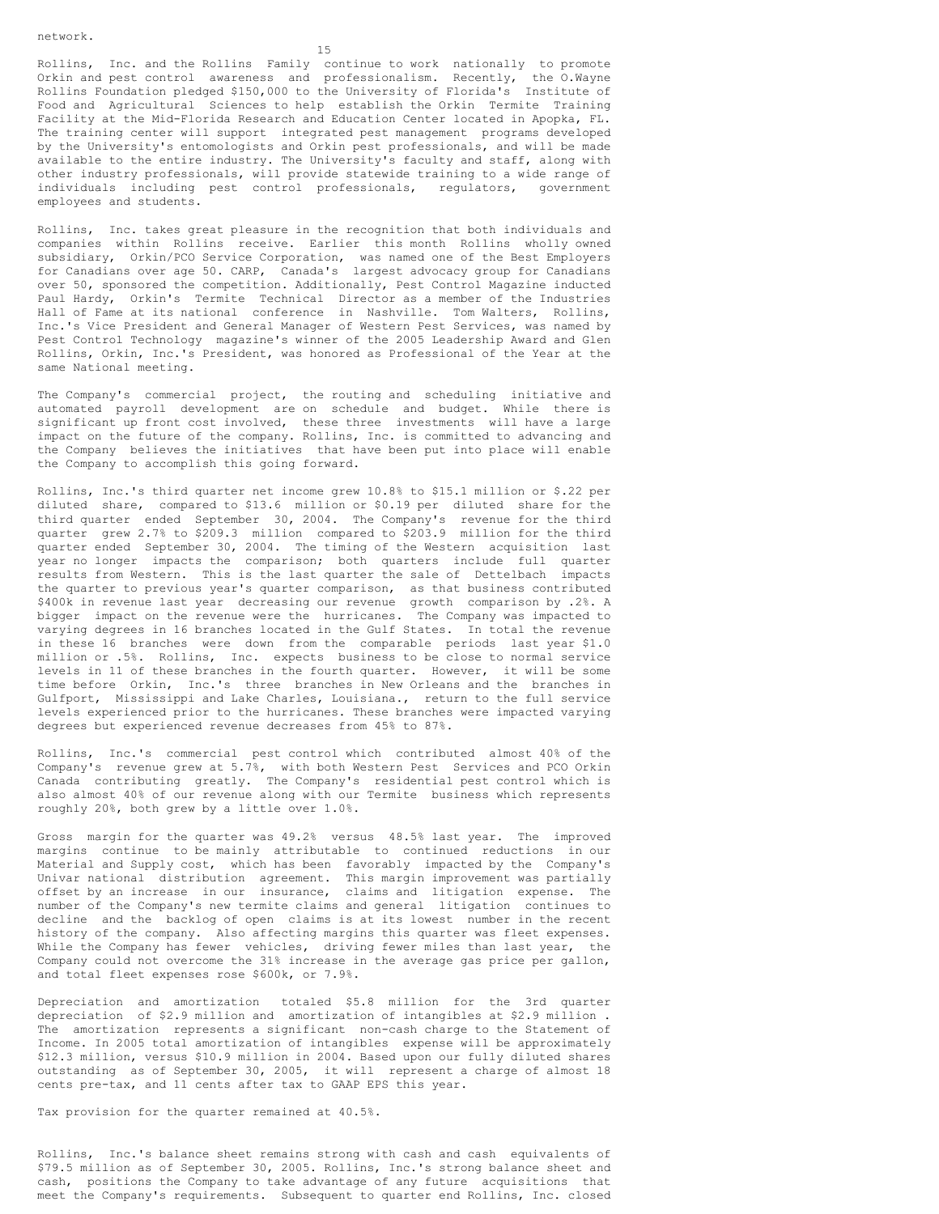network.

Rollins, Inc. and the Rollins Family continue to work nationally to promote Orkin and pest control awareness and professionalism. Recently, the O.Wayne Rollins Foundation pledged $150,000 to the University of Florida's Institute of Food and Agricultural Sciences to help establish the Orkin Termite Training Facility at the Mid-Florida Research and Education Center located in Apopka, FL. The training center will support integrated pest management programs developed by the University's entomologists and Orkin pest professionals, and will be made available to the entire industry. The University's faculty and staff, along with other industry professionals, will provide statewide training to a wide range of individuals including pest control professionals, regulators, government employees and students.

Rollins, Inc. takes great pleasure in the recognition that both individuals and companies within Rollins receive. Earlier this month Rollins wholly owned subsidiary, Orkin/PCO Service Corporation, was named one of the Best Employers for Canadians over age 50. CARP, Canada's largest advocacy group for Canadians over 50, sponsored the competition. Additionally, Pest Control Magazine inducted Paul Hardy, Orkin's Termite Technical Director as a member of the Industries Hall of Fame at its national conference in Nashville. Tom Walters, Rollins, Inc.'s Vice President and General Manager of Western Pest Services, was named by Pest Control Technology magazine's winner of the 2005 Leadership Award and Glen Rollins, Orkin, Inc.'s President, was honored as Professional of the Year at the same National meeting.

The Company's commercial project, the routing and scheduling initiative and automated payroll development are on schedule and budget. While there is significant up front cost involved, these three investments will have a large impact on the future of the company. Rollins, Inc. is committed to advancing and the Company believes the initiatives that have been put into place will enable the Company to accomplish this going forward.

Rollins, Inc.'s third quarter net income grew 10.8% to $15.1 million or $.22 per diluted share, compared to $13.6 million or $0.19 per diluted share for the third quarter ended September 30, 2004. The Company's revenue for the third quarter grew 2.7% to $209.3 million compared to $203.9 million for the third quarter ended September 30, 2004. The timing of the Western acquisition last year no longer impacts the comparison; both quarters include full quarter results from Western. This is the last quarter the sale of Dettelbach impacts the quarter to previous year's quarter comparison, as that business contributed $400k in revenue last year decreasing our revenue growth comparison by .2%. A bigger impact on the revenue were the hurricanes. The Company was impacted to varying degrees in 16 branches located in the Gulf States. In total the revenue in these 16 branches were down from the comparable periods last year $1.0 million or .5%. Rollins, Inc. expects business to be close to normal service levels in 11 of these branches in the fourth quarter. However, it will be some time before Orkin, Inc.'s three branches in New Orleans and the branches in Gulfport, Mississippi and Lake Charles, Louisiana., return to the full service levels experienced prior to the hurricanes. These branches were impacted varying degrees but experienced revenue decreases from 45% to 87%.

Rollins, Inc.'s commercial pest control which contributed almost 40% of the Company's revenue grew at 5.7%, with both Western Pest Services and PCO Orkin Canada contributing greatly. The Company's residential pest control which is also almost 40% of our revenue along with our Termite business which represents roughly 20%, both grew by a little over 1.0%.

Gross margin for the quarter was 49.2% versus 48.5% last year. The improved margins continue to be mainly attributable to continued reductions in our Material and Supply cost, which has been favorably impacted by the Company's Univar national distribution agreement. This margin improvement was partially offset by an increase in our insurance, claims and litigation expense. The number of the Company's new termite claims and general litigation continues to decline and the backlog of open claims is at its lowest number in the recent history of the company. Also affecting margins this quarter was fleet expenses. While the Company has fewer vehicles, driving fewer miles than last year, the Company could not overcome the 31% increase in the average gas price per gallon, and total fleet expenses rose $600k, or 7.9%.

Depreciation and amortization totaled $5.8 million for the 3rd quarter depreciation of $2.9 million and amortization of intangibles at $2.9 million . The amortization represents a significant non-cash charge to the Statement of Income. In 2005 total amortization of intangibles expense will be approximately $12.3 million, versus $10.9 million in 2004. Based upon our fully diluted shares outstanding as of September 30, 2005, it will represent a charge of almost 18 cents pre-tax, and 11 cents after tax to GAAP EPS this year.

Tax provision for the quarter remained at 40.5%.

Rollins, Inc.'s balance sheet remains strong with cash and cash equivalents of $79.5 million as of September 30, 2005. Rollins, Inc.'s strong balance sheet and cash, positions the Company to take advantage of any future acquisitions that meet the Company's requirements. Subsequent to quarter end Rollins, Inc. closed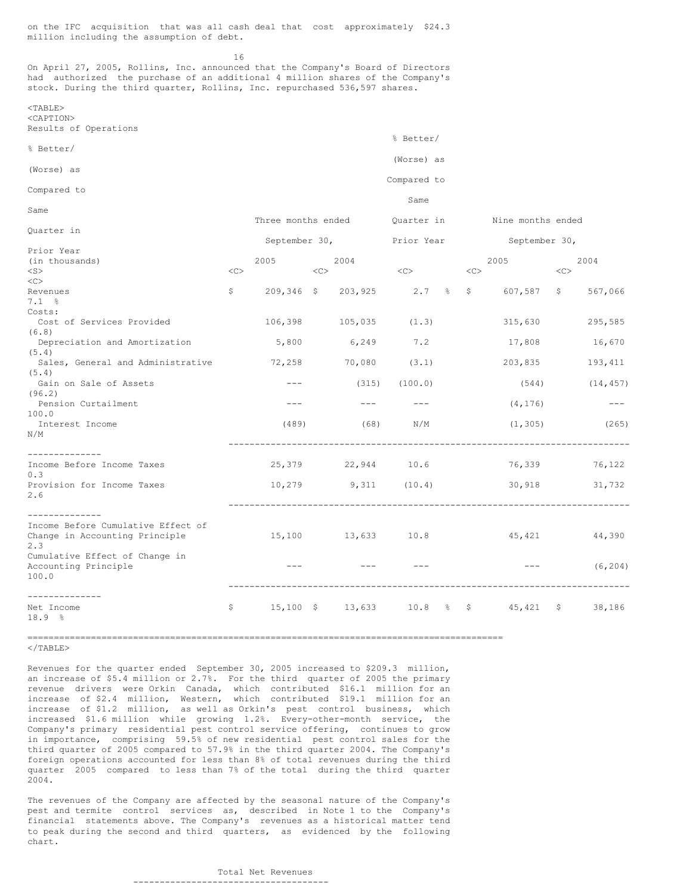on the IFC acquisition that was all cash deal that cost approximately $24.3 million including the assumption of debt.

On April 27, 2005, Rollins, Inc. announced that the Company's Board of Directors had authorized the purchase of an additional 4 million shares of the Company's stock. During the third quarter, Rollins, Inc. repurchased 536,597 shares.

Results of Operations

| (in thousands) | Three months ended September 30, 2005 | Three months ended September 30, 2004 | % Better/(Worse) as Compared to Same Quarter in Prior Year | Nine months ended September 30, 2005 | Nine months ended September 30, 2004 | % Better/(Worse) as Compared to Same Quarter in Prior Year |
|---|---|---|---|---|---|---|
| Revenues | $ 209,346 | $ 203,925 | 2.7 % | $ 607,587 | $ 567,066 | 7.1 % |
| Costs: | | | | | | |
| Cost of Services Provided | 106,398 | 105,035 | (1.3) | 315,630 | 295,585 | (6.8) |
| Depreciation and Amortization | 5,800 | 6,249 | 7.2 | 17,808 | 16,670 | (5.4) |
| Sales, General and Administrative | 72,258 | 70,080 | (3.1) | 203,835 | 193,411 | (5.4) |
| Gain on Sale of Assets | --- | (315) | (100.0) | (544) | (14,457) | (96.2) |
| Pension Curtailment | --- | --- | --- | (4,176) | --- | 100.0 |
| Interest Income | (489) | (68) | N/M | (1,305) | (265) | N/M |
| Income Before Income Taxes | 25,379 | 22,944 | 10.6 | 76,339 | 76,122 | 0.3 |
| Provision for Income Taxes | 10,279 | 9,311 | (10.4) | 30,918 | 31,732 | 2.6 |
| Income Before Cumulative Effect of Change in Accounting Principle | 15,100 | 13,633 | 10.8 | 45,421 | 44,390 | 2.3 |
| Cumulative Effect of Change in Accounting Principle | --- | --- | --- | --- | (6,204) | 100.0 |
| Net Income | $ 15,100 | $ 13,633 | 10.8 % | $ 45,421 | $ 38,186 | 18.9 % |

Revenues for the quarter ended September 30, 2005 increased to $209.3 million, an increase of $5.4 million or 2.7%. For the third quarter of 2005 the primary revenue drivers were Orkin Canada, which contributed $16.1 million for an increase of $2.4 million, Western, which contributed $19.1 million for an increase of $1.2 million, as well as Orkin's pest control business, which increased $1.6 million while growing 1.2%. Every-other-month service, the Company's primary residential pest control service offering, continues to grow in importance, comprising 59.5% of new residential pest control sales for the third quarter of 2005 compared to 57.9% in the third quarter 2004. The Company's foreign operations accounted for less than 8% of total revenues during the third quarter 2005 compared to less than 7% of the total during the third quarter 2004.

The revenues of the Company are affected by the seasonal nature of the Company's pest and termite control services as, described in Note 1 to the Company's financial statements above. The Company's revenues as a historical matter tend to peak during the second and third quarters, as evidenced by the following chart.

Total Net Revenues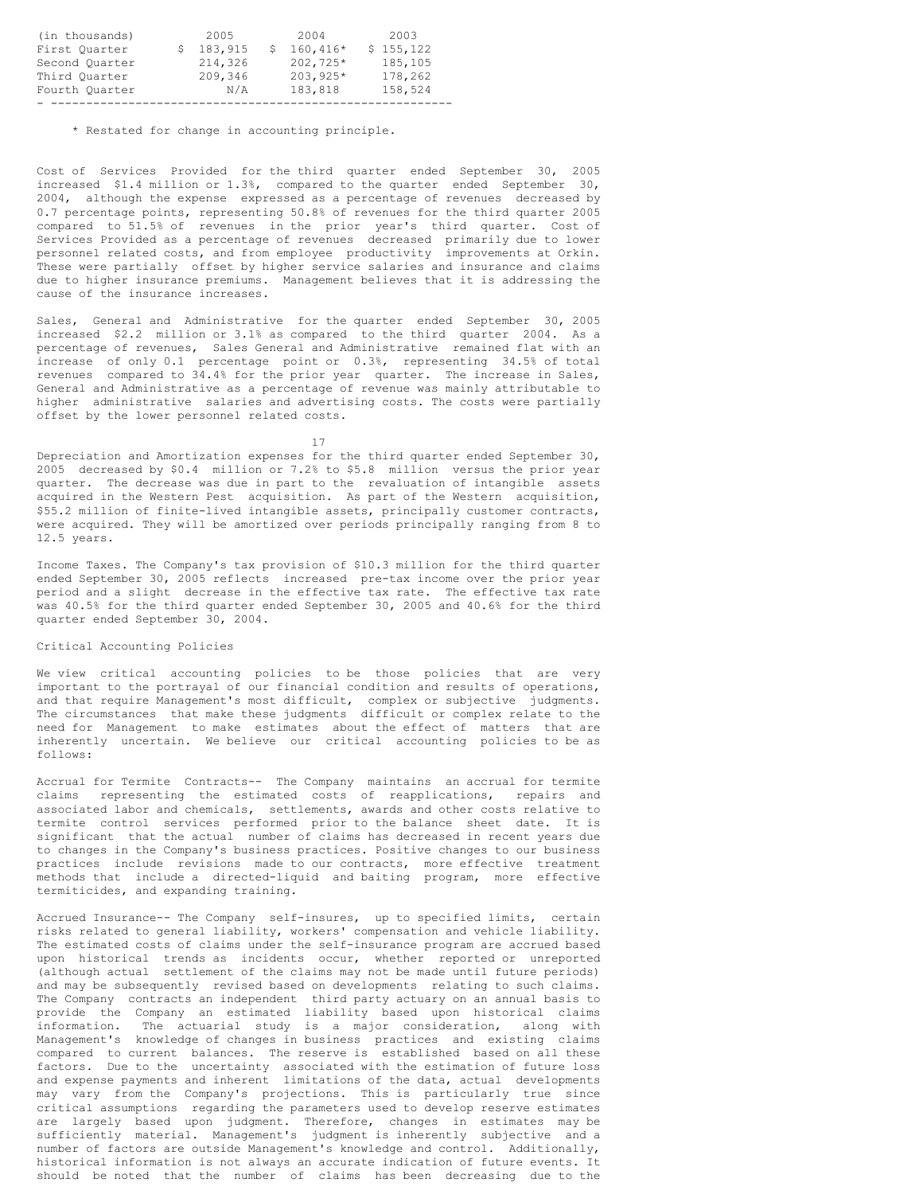| (in thousands) | 2005 | 2004 | 2003 |
|---|---|---|---|
| First Quarter | $ 183,915 | $ 160,416* | $ 155,122 |
| Second Quarter | 214,326 | 202,725* | 185,105 |
| Third Quarter | 209,346 | 203,925* | 178,262 |
| Fourth Quarter | N/A | 183,818 | 158,524 |

\* Restated for change in accounting principle.

Cost of Services Provided for the third quarter ended September 30, 2005 increased $1.4 million or 1.3%, compared to the quarter ended September 30, 2004, although the expense expressed as a percentage of revenues decreased by 0.7 percentage points, representing 50.8% of revenues for the third quarter 2005 compared to 51.5% of revenues in the prior year's third quarter. Cost of Services Provided as a percentage of revenues decreased primarily due to lower personnel related costs, and from employee productivity improvements at Orkin. These were partially offset by higher service salaries and insurance and claims due to higher insurance premiums. Management believes that it is addressing the cause of the insurance increases.

Sales, General and Administrative for the quarter ended September 30, 2005 increased $2.2 million or 3.1% as compared to the third quarter 2004. As a percentage of revenues, Sales General and Administrative remained flat with an increase of only 0.1 percentage point or 0.3%, representing 34.5% of total revenues compared to 34.4% for the prior year quarter. The increase in Sales, General and Administrative as a percentage of revenue was mainly attributable to higher administrative salaries and advertising costs. The costs were partially offset by the lower personnel related costs.

Depreciation and Amortization expenses for the third quarter ended September 30, 2005 decreased by $0.4 million or 7.2% to $5.8 million versus the prior year quarter. The decrease was due in part to the revaluation of intangible assets acquired in the Western Pest acquisition. As part of the Western acquisition, $55.2 million of finite-lived intangible assets, principally customer contracts, were acquired. They will be amortized over periods principally ranging from 8 to 12.5 years.

Income Taxes. The Company's tax provision of $10.3 million for the third quarter ended September 30, 2005 reflects increased pre-tax income over the prior year period and a slight decrease in the effective tax rate. The effective tax rate was 40.5% for the third quarter ended September 30, 2005 and 40.6% for the third quarter ended September 30, 2004.

## Critical Accounting Policies

We view critical accounting policies to be those policies that are very important to the portrayal of our financial condition and results of operations, and that require Management's most difficult, complex or subjective judgments. The circumstances that make these judgments difficult or complex relate to the need for Management to make estimates about the effect of matters that are inherently uncertain. We believe our critical accounting policies to be as follows:

Accrual for Termite Contracts-- The Company maintains an accrual for termite claims representing the estimated costs of reapplications, repairs and associated labor and chemicals, settlements, awards and other costs relative to termite control services performed prior to the balance sheet date. It is significant that the actual number of claims has decreased in recent years due to changes in the Company's business practices. Positive changes to our business practices include revisions made to our contracts, more effective treatment methods that include a directed-liquid and baiting program, more effective termiticides, and expanding training.

Accrued Insurance-- The Company self-insures, up to specified limits, certain risks related to general liability, workers' compensation and vehicle liability. The estimated costs of claims under the self-insurance program are accrued based upon historical trends as incidents occur, whether reported or unreported (although actual settlement of the claims may not be made until future periods) and may be subsequently revised based on developments relating to such claims. The Company contracts an independent third party actuary on an annual basis to provide the Company an estimated liability based upon historical claims information. The actuarial study is a major consideration, along with Management's knowledge of changes in business practices and existing claims compared to current balances. The reserve is established based on all these factors. Due to the uncertainty associated with the estimation of future loss and expense payments and inherent limitations of the data, actual developments may vary from the Company's projections. This is particularly true since critical assumptions regarding the parameters used to develop reserve estimates are largely based upon judgment. Therefore, changes in estimates may be sufficiently material. Management's judgment is inherently subjective and a number of factors are outside Management's knowledge and control. Additionally, historical information is not always an accurate indication of future events. It should be noted that the number of claims has been decreasing due to the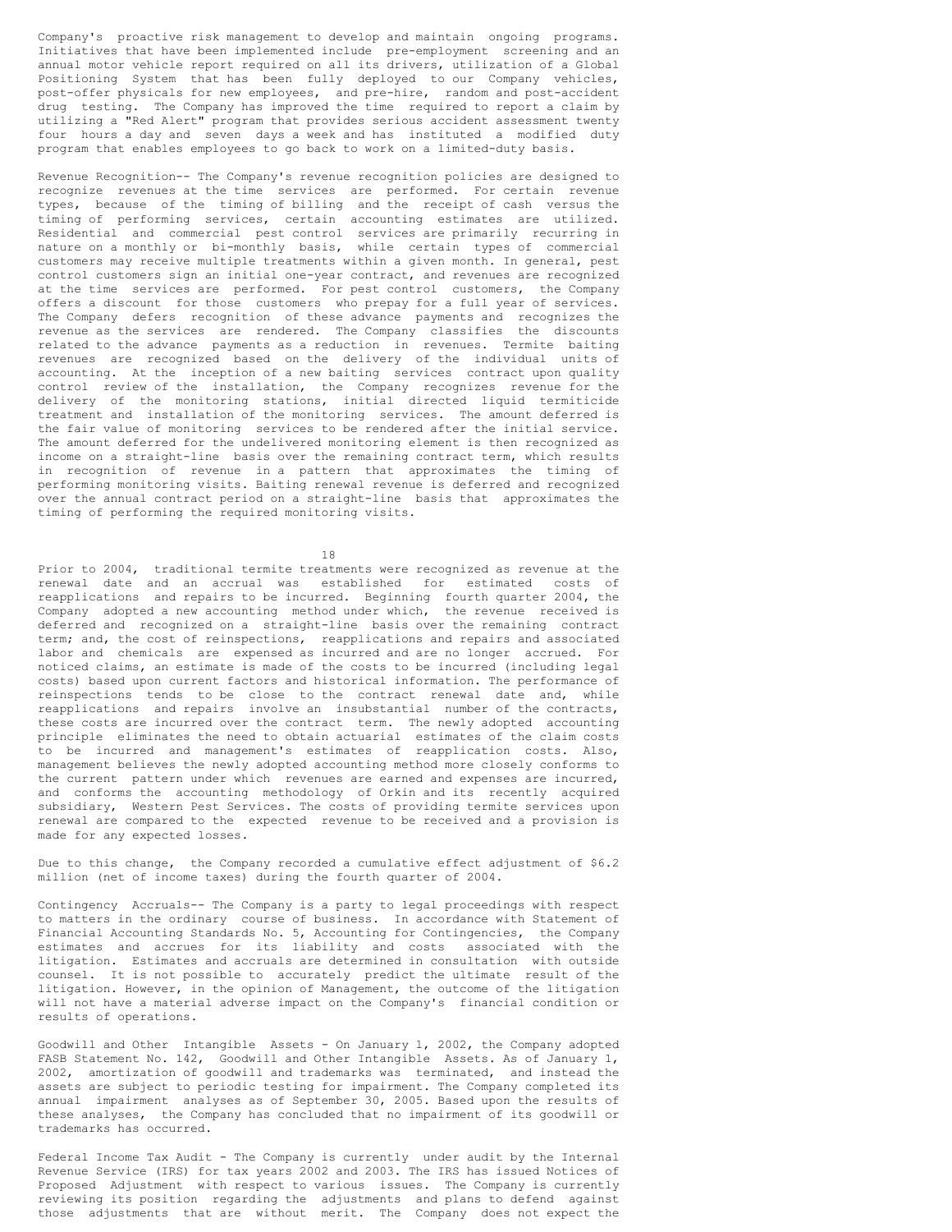Company's proactive risk management to develop and maintain ongoing programs. Initiatives that have been implemented include pre-employment screening and an annual motor vehicle report required on all its drivers, utilization of a Global Positioning System that has been fully deployed to our Company vehicles, post-offer physicals for new employees, and pre-hire, random and post-accident drug testing. The Company has improved the time required to report a claim by utilizing a "Red Alert" program that provides serious accident assessment twenty four hours a day and seven days a week and has instituted a modified duty program that enables employees to go back to work on a limited-duty basis.

Revenue Recognition-- The Company's revenue recognition policies are designed to recognize revenues at the time services are performed. For certain revenue types, because of the timing of billing and the receipt of cash versus the timing of performing services, certain accounting estimates are utilized. Residential and commercial pest control services are primarily recurring in nature on a monthly or bi-monthly basis, while certain types of commercial customers may receive multiple treatments within a given month. In general, pest control customers sign an initial one-year contract, and revenues are recognized at the time services are performed. For pest control customers, the Company offers a discount for those customers who prepay for a full year of services. The Company defers recognition of these advance payments and recognizes the revenue as the services are rendered. The Company classifies the discounts related to the advance payments as a reduction in revenues. Termite baiting revenues are recognized based on the delivery of the individual units of accounting. At the inception of a new baiting services contract upon quality control review of the installation, the Company recognizes revenue for the delivery of the monitoring stations, initial directed liquid termiticide treatment and installation of the monitoring services. The amount deferred is the fair value of monitoring services to be rendered after the initial service. The amount deferred for the undelivered monitoring element is then recognized as income on a straight-line basis over the remaining contract term, which results in recognition of revenue in a pattern that approximates the timing of performing monitoring visits. Baiting renewal revenue is deferred and recognized over the annual contract period on a straight-line basis that approximates the timing of performing the required monitoring visits.

Prior to 2004, traditional termite treatments were recognized as revenue at the renewal date and an accrual was established for estimated costs of reapplications and repairs to be incurred. Beginning fourth quarter 2004, the Company adopted a new accounting method under which, the revenue received is deferred and recognized on a straight-line basis over the remaining contract term; and, the cost of reinspections, reapplications and repairs and associated labor and chemicals are expensed as incurred and are no longer accrued. For noticed claims, an estimate is made of the costs to be incurred (including legal costs) based upon current factors and historical information. The performance of reinspections tends to be close to the contract renewal date and, while reapplications and repairs involve an insubstantial number of the contracts, these costs are incurred over the contract term. The newly adopted accounting principle eliminates the need to obtain actuarial estimates of the claim costs to be incurred and management's estimates of reapplication costs. Also, management believes the newly adopted accounting method more closely conforms to the current pattern under which revenues are earned and expenses are incurred, and conforms the accounting methodology of Orkin and its recently acquired subsidiary, Western Pest Services. The costs of providing termite services upon renewal are compared to the expected revenue to be received and a provision is made for any expected losses.

Due to this change, the Company recorded a cumulative effect adjustment of $6.2 million (net of income taxes) during the fourth quarter of 2004.

Contingency Accruals-- The Company is a party to legal proceedings with respect to matters in the ordinary course of business. In accordance with Statement of Financial Accounting Standards No. 5, Accounting for Contingencies, the Company estimates and accrues for its liability and costs associated with the litigation. Estimates and accruals are determined in consultation with outside counsel. It is not possible to accurately predict the ultimate result of the litigation. However, in the opinion of Management, the outcome of the litigation will not have a material adverse impact on the Company's financial condition or results of operations.

Goodwill and Other Intangible Assets - On January 1, 2002, the Company adopted FASB Statement No. 142, Goodwill and Other Intangible Assets. As of January 1, 2002, amortization of goodwill and trademarks was terminated, and instead the assets are subject to periodic testing for impairment. The Company completed its annual impairment analyses as of September 30, 2005. Based upon the results of these analyses, the Company has concluded that no impairment of its goodwill or trademarks has occurred.

Federal Income Tax Audit - The Company is currently under audit by the Internal Revenue Service (IRS) for tax years 2002 and 2003. The IRS has issued Notices of Proposed Adjustment with respect to various issues. The Company is currently reviewing its position regarding the adjustments and plans to defend against those adjustments that are without merit. The Company does not expect the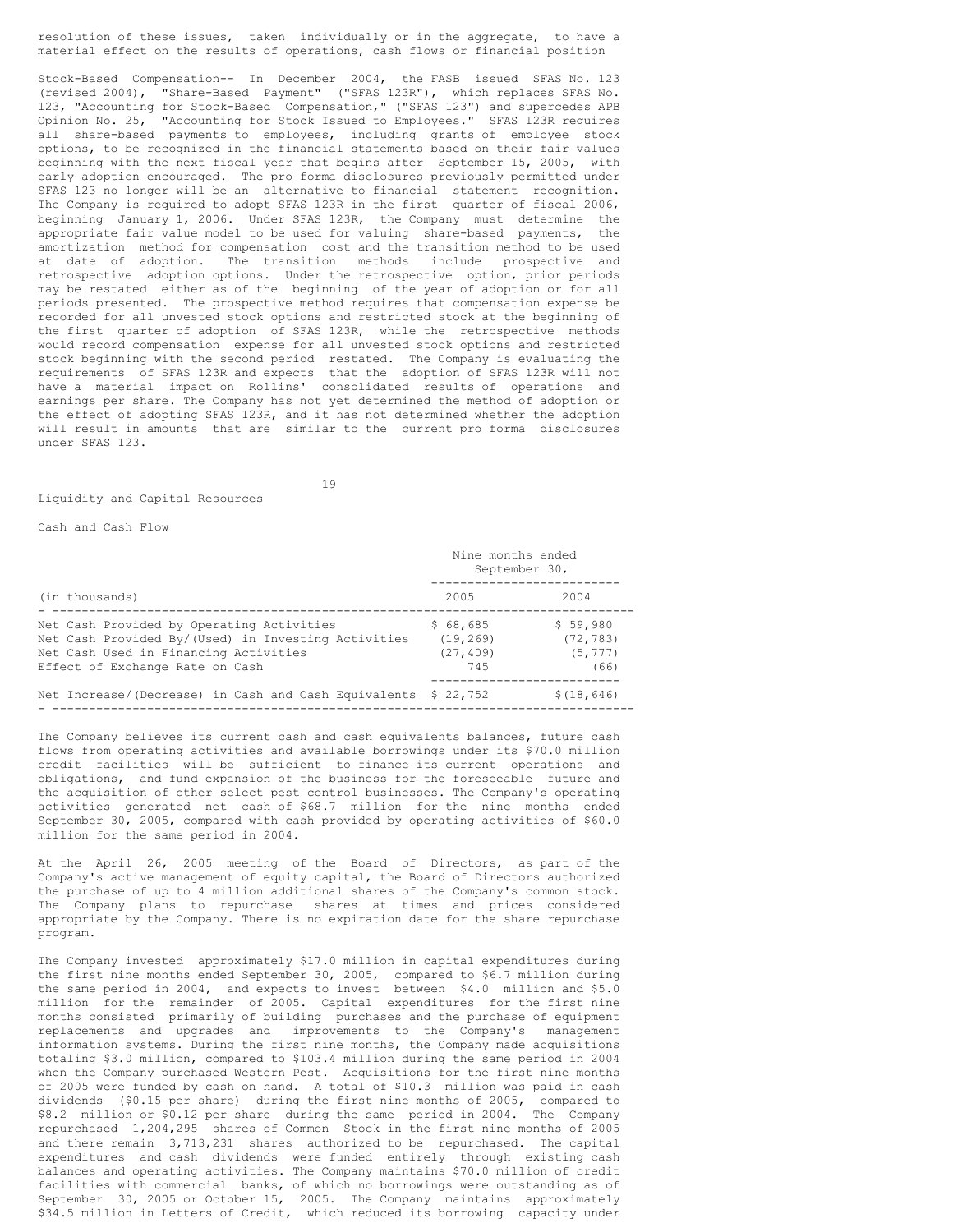resolution of these issues, taken individually or in the aggregate, to have a material effect on the results of operations, cash flows or financial position

Stock-Based Compensation-- In December 2004, the FASB issued SFAS No. 123 (revised 2004), "Share-Based Payment" ("SFAS 123R"), which replaces SFAS No. 123, "Accounting for Stock-Based Compensation," ("SFAS 123") and supercedes APB Opinion No. 25, "Accounting for Stock Issued to Employees." SFAS 123R requires all share-based payments to employees, including grants of employee stock options, to be recognized in the financial statements based on their fair values beginning with the next fiscal year that begins after September 15, 2005, with early adoption encouraged. The pro forma disclosures previously permitted under SFAS 123 no longer will be an alternative to financial statement recognition. The Company is required to adopt SFAS 123R in the first quarter of fiscal 2006, beginning January 1, 2006. Under SFAS 123R, the Company must determine the appropriate fair value model to be used for valuing share-based payments, the amortization method for compensation cost and the transition method to be used at date of adoption. The transition methods include prospective and retrospective adoption options. Under the retrospective option, prior periods may be restated either as of the beginning of the year of adoption or for all periods presented. The prospective method requires that compensation expense be recorded for all unvested stock options and restricted stock at the beginning of the first quarter of adoption of SFAS 123R, while the retrospective methods would record compensation expense for all unvested stock options and restricted stock beginning with the second period restated. The Company is evaluating the requirements of SFAS 123R and expects that the adoption of SFAS 123R will not have a material impact on Rollins' consolidated results of operations and earnings per share. The Company has not yet determined the method of adoption or the effect of adopting SFAS 123R, and it has not determined whether the adoption will result in amounts that are similar to the current pro forma disclosures under SFAS 123.

## Liquidity and Capital Resources

### Cash and Cash Flow

| (in thousands) | Nine months ended September 30, 2005 | 2004 |
|---|---|---|
| Net Cash Provided by Operating Activities | $ 68,685 | $ 59,980 |
| Net Cash Provided By/(Used) in Investing Activities | (19,269) | (72,783) |
| Net Cash Used in Financing Activities | (27,409) | (5,777) |
| Effect of Exchange Rate on Cash | 745 | (66) |
| Net Increase/(Decrease) in Cash and Cash Equivalents | $ 22,752 | $(18,646) |

The Company believes its current cash and cash equivalents balances, future cash flows from operating activities and available borrowings under its $70.0 million credit facilities will be sufficient to finance its current operations and obligations, and fund expansion of the business for the foreseeable future and the acquisition of other select pest control businesses. The Company's operating activities generated net cash of $68.7 million for the nine months ended September 30, 2005, compared with cash provided by operating activities of $60.0 million for the same period in 2004.

At the April 26, 2005 meeting of the Board of Directors, as part of the Company's active management of equity capital, the Board of Directors authorized the purchase of up to 4 million additional shares of the Company's common stock. The Company plans to repurchase shares at times and prices considered appropriate by the Company. There is no expiration date for the share repurchase program.

The Company invested approximately $17.0 million in capital expenditures during the first nine months ended September 30, 2005, compared to $6.7 million during the same period in 2004, and expects to invest between $4.0 million and $5.0 million for the remainder of 2005. Capital expenditures for the first nine months consisted primarily of building purchases and the purchase of equipment replacements and upgrades and improvements to the Company's management information systems. During the first nine months, the Company made acquisitions totaling $3.0 million, compared to $103.4 million during the same period in 2004 when the Company purchased Western Pest. Acquisitions for the first nine months of 2005 were funded by cash on hand. A total of $10.3 million was paid in cash dividends ($0.15 per share) during the first nine months of 2005, compared to $8.2 million or $0.12 per share during the same period in 2004. The Company repurchased 1,204,295 shares of Common Stock in the first nine months of 2005 and there remain 3,713,231 shares authorized to be repurchased. The capital expenditures and cash dividends were funded entirely through existing cash balances and operating activities. The Company maintains $70.0 million of credit facilities with commercial banks, of which no borrowings were outstanding as of September 30, 2005 or October 15, 2005. The Company maintains approximately $34.5 million in Letters of Credit, which reduced its borrowing capacity under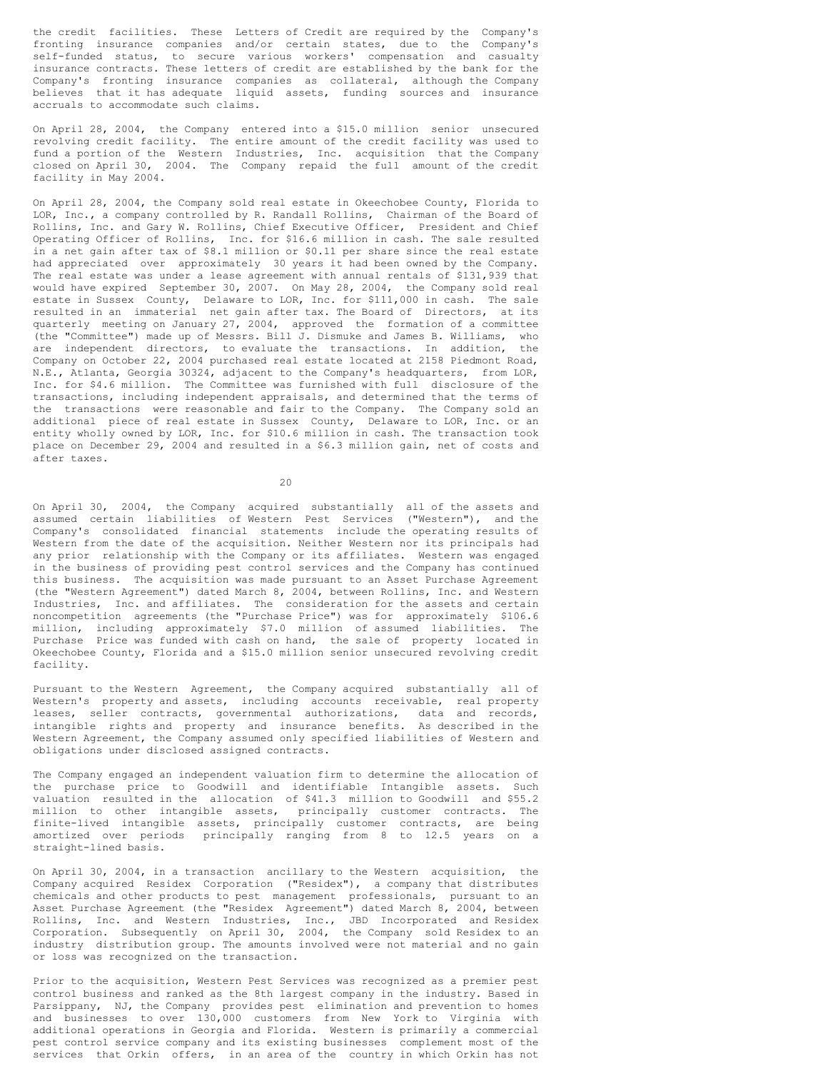the credit facilities. These Letters of Credit are required by the Company's fronting insurance companies and/or certain states, due to the Company's self-funded status, to secure various workers' compensation and casualty insurance contracts. These letters of credit are established by the bank for the Company's fronting insurance companies as collateral, although the Company believes that it has adequate liquid assets, funding sources and insurance accruals to accommodate such claims.

On April 28, 2004, the Company entered into a $15.0 million senior unsecured revolving credit facility. The entire amount of the credit facility was used to fund a portion of the Western Industries, Inc. acquisition that the Company closed on April 30, 2004. The Company repaid the full amount of the credit facility in May 2004.

On April 28, 2004, the Company sold real estate in Okeechobee County, Florida to LOR, Inc., a company controlled by R. Randall Rollins, Chairman of the Board of Rollins, Inc. and Gary W. Rollins, Chief Executive Officer, President and Chief Operating Officer of Rollins, Inc. for $16.6 million in cash. The sale resulted in a net gain after tax of $8.1 million or $0.11 per share since the real estate had appreciated over approximately 30 years it had been owned by the Company. The real estate was under a lease agreement with annual rentals of $131,939 that would have expired September 30, 2007. On May 28, 2004, the Company sold real estate in Sussex County, Delaware to LOR, Inc. for $111,000 in cash. The sale resulted in an immaterial net gain after tax. The Board of Directors, at its quarterly meeting on January 27, 2004, approved the formation of a committee (the "Committee") made up of Messrs. Bill J. Dismuke and James B. Williams, who are independent directors, to evaluate the transactions. In addition, the Company on October 22, 2004 purchased real estate located at 2158 Piedmont Road, N.E., Atlanta, Georgia 30324, adjacent to the Company's headquarters, from LOR, Inc. for $4.6 million. The Committee was furnished with full disclosure of the transactions, including independent appraisals, and determined that the terms of the transactions were reasonable and fair to the Company. The Company sold an additional piece of real estate in Sussex County, Delaware to LOR, Inc. or an entity wholly owned by LOR, Inc. for $10.6 million in cash. The transaction took place on December 29, 2004 and resulted in a $6.3 million gain, net of costs and after taxes.

On April 30, 2004, the Company acquired substantially all of the assets and assumed certain liabilities of Western Pest Services ("Western"), and the Company's consolidated financial statements include the operating results of Western from the date of the acquisition. Neither Western nor its principals had any prior relationship with the Company or its affiliates. Western was engaged in the business of providing pest control services and the Company has continued this business. The acquisition was made pursuant to an Asset Purchase Agreement (the "Western Agreement") dated March 8, 2004, between Rollins, Inc. and Western Industries, Inc. and affiliates. The consideration for the assets and certain noncompetition agreements (the "Purchase Price") was for approximately $106.6 million, including approximately $7.0 million of assumed liabilities. The Purchase Price was funded with cash on hand, the sale of property located in Okeechobee County, Florida and a $15.0 million senior unsecured revolving credit facility.

Pursuant to the Western Agreement, the Company acquired substantially all of Western's property and assets, including accounts receivable, real property leases, seller contracts, governmental authorizations, data and records, intangible rights and property and insurance benefits. As described in the Western Agreement, the Company assumed only specified liabilities of Western and obligations under disclosed assigned contracts.

The Company engaged an independent valuation firm to determine the allocation of the purchase price to Goodwill and identifiable Intangible assets. Such valuation resulted in the allocation of $41.3 million to Goodwill and $55.2 million to other intangible assets, principally customer contracts. The finite-lived intangible assets, principally customer contracts, are being amortized over periods principally ranging from 8 to 12.5 years on a straight-lined basis.

On April 30, 2004, in a transaction ancillary to the Western acquisition, the Company acquired Residex Corporation ("Residex"), a company that distributes chemicals and other products to pest management professionals, pursuant to an Asset Purchase Agreement (the "Residex Agreement") dated March 8, 2004, between Rollins, Inc. and Western Industries, Inc., JBD Incorporated and Residex Corporation. Subsequently on April 30, 2004, the Company sold Residex to an industry distribution group. The amounts involved were not material and no gain or loss was recognized on the transaction.

Prior to the acquisition, Western Pest Services was recognized as a premier pest control business and ranked as the 8th largest company in the industry. Based in Parsippany, NJ, the Company provides pest elimination and prevention to homes and businesses to over 130,000 customers from New York to Virginia with additional operations in Georgia and Florida. Western is primarily a commercial pest control service company and its existing businesses complement most of the services that Orkin offers, in an area of the country in which Orkin has not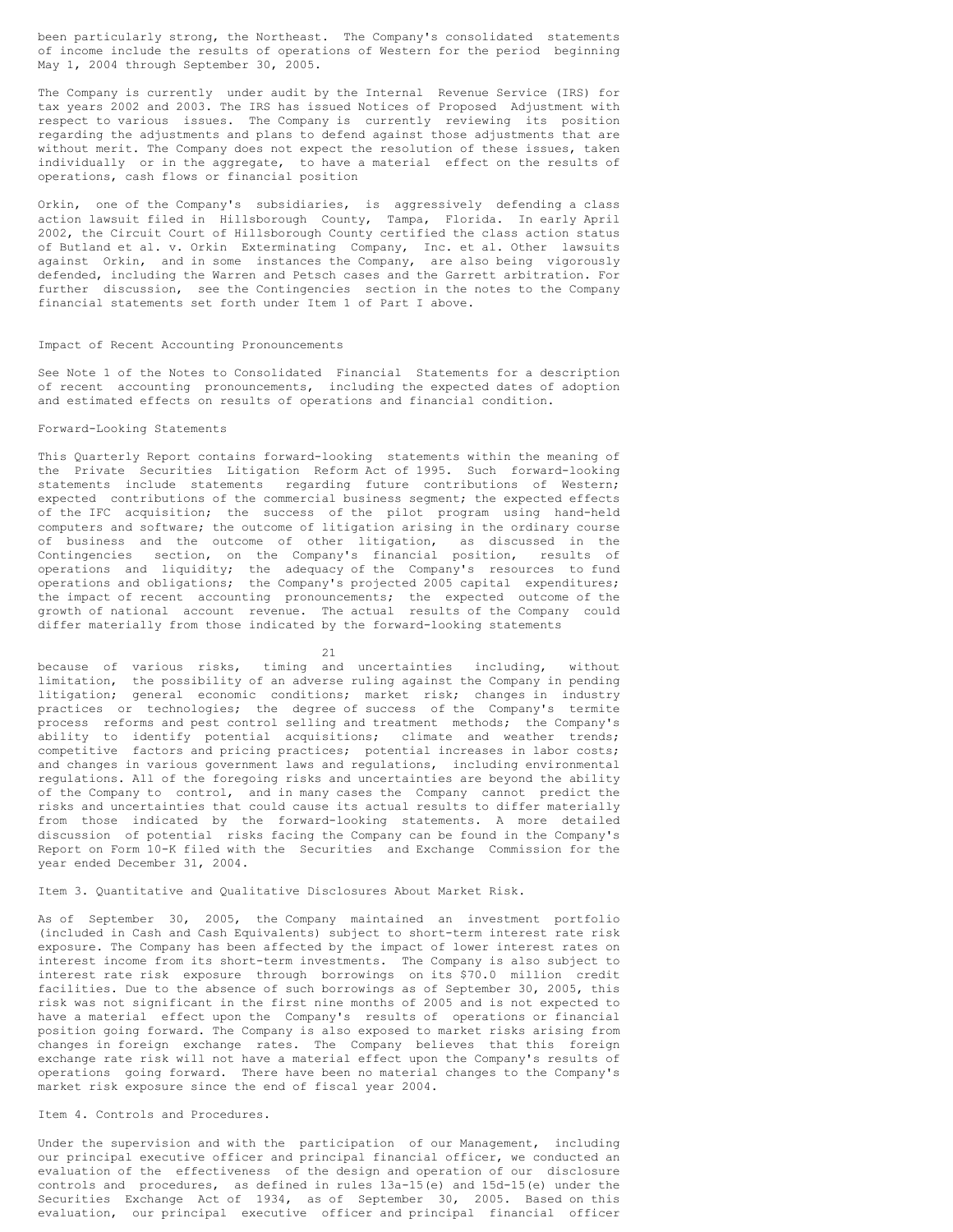been particularly strong, the Northeast. The Company's consolidated statements of income include the results of operations of Western for the period beginning May 1, 2004 through September 30, 2005.

The Company is currently under audit by the Internal Revenue Service (IRS) for tax years 2002 and 2003. The IRS has issued Notices of Proposed Adjustment with respect to various issues. The Company is currently reviewing its position regarding the adjustments and plans to defend against those adjustments that are without merit. The Company does not expect the resolution of these issues, taken individually or in the aggregate, to have a material effect on the results of operations, cash flows or financial position

Orkin, one of the Company's subsidiaries, is aggressively defending a class action lawsuit filed in Hillsborough County, Tampa, Florida. In early April 2002, the Circuit Court of Hillsborough County certified the class action status of Butland et al. v. Orkin Exterminating Company, Inc. et al. Other lawsuits against Orkin, and in some instances the Company, are also being vigorously defended, including the Warren and Petsch cases and the Garrett arbitration. For further discussion, see the Contingencies section in the notes to the Company financial statements set forth under Item 1 of Part I above.

## Impact of Recent Accounting Pronouncements

See Note 1 of the Notes to Consolidated Financial Statements for a description of recent accounting pronouncements, including the expected dates of adoption and estimated effects on results of operations and financial condition.

## Forward-Looking Statements

This Quarterly Report contains forward-looking statements within the meaning of the Private Securities Litigation Reform Act of 1995. Such forward-looking statements include statements regarding future contributions of Western; expected contributions of the commercial business segment; the expected effects of the IFC acquisition; the success of the pilot program using hand-held computers and software; the outcome of litigation arising in the ordinary course of business and the outcome of other litigation, as discussed in the Contingencies section, on the Company's financial position, results of operations and liquidity; the adequacy of the Company's resources to fund operations and obligations; the Company's projected 2005 capital expenditures; the impact of recent accounting pronouncements; the expected outcome of the growth of national account revenue. The actual results of the Company could differ materially from those indicated by the forward-looking statements because of various risks, timing and uncertainties including, without limitation, the possibility of an adverse ruling against the Company in pending litigation; general economic conditions; market risk; changes in industry practices or technologies; the degree of success of the Company's termite process reforms and pest control selling and treatment methods; the Company's ability to identify potential acquisitions; climate and weather trends; competitive factors and pricing practices; potential increases in labor costs; and changes in various government laws and regulations, including environmental regulations. All of the foregoing risks and uncertainties are beyond the ability of the Company to control, and in many cases the Company cannot predict the risks and uncertainties that could cause its actual results to differ materially from those indicated by the forward-looking statements. A more detailed discussion of potential risks facing the Company can be found in the Company's Report on Form 10-K filed with the Securities and Exchange Commission for the year ended December 31, 2004.

## Item 3. Quantitative and Qualitative Disclosures About Market Risk.

As of September 30, 2005, the Company maintained an investment portfolio (included in Cash and Cash Equivalents) subject to short-term interest rate risk exposure. The Company has been affected by the impact of lower interest rates on interest income from its short-term investments. The Company is also subject to interest rate risk exposure through borrowings on its $70.0 million credit facilities. Due to the absence of such borrowings as of September 30, 2005, this risk was not significant in the first nine months of 2005 and is not expected to have a material effect upon the Company's results of operations or financial position going forward. The Company is also exposed to market risks arising from changes in foreign exchange rates. The Company believes that this foreign exchange rate risk will not have a material effect upon the Company's results of operations going forward. There have been no material changes to the Company's market risk exposure since the end of fiscal year 2004.

## Item 4. Controls and Procedures.

Under the supervision and with the participation of our Management, including our principal executive officer and principal financial officer, we conducted an evaluation of the effectiveness of the design and operation of our disclosure controls and procedures, as defined in rules 13a-15(e) and 15d-15(e) under the Securities Exchange Act of 1934, as of September 30, 2005. Based on this evaluation, our principal executive officer and principal financial officer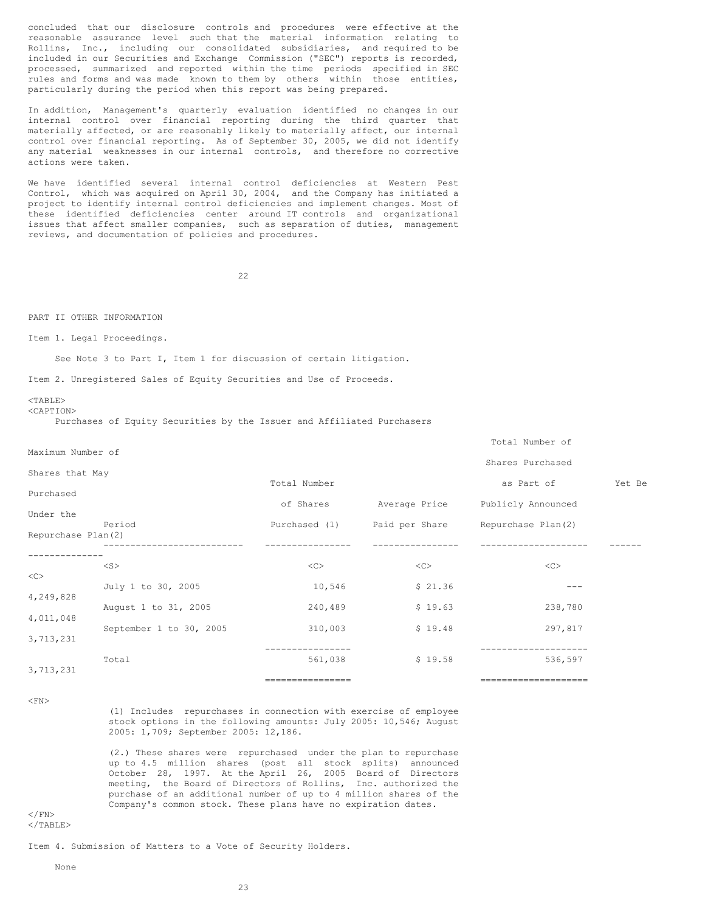concluded that our disclosure controls and procedures were effective at the reasonable assurance level such that the material information relating to Rollins, Inc., including our consolidated subsidiaries, and required to be included in our Securities and Exchange Commission ("SEC") reports is recorded, processed, summarized and reported within the time periods specified in SEC rules and forms and was made known to them by others within those entities, particularly during the period when this report was being prepared.

In addition, Management's quarterly evaluation identified no changes in our internal control over financial reporting during the third quarter that materially affected, or are reasonably likely to materially affect, our internal control over financial reporting. As of September 30, 2005, we did not identify any material weaknesses in our internal controls, and therefore no corrective actions were taken.

We have identified several internal control deficiencies at Western Pest Control, which was acquired on April 30, 2004, and the Company has initiated a project to identify internal control deficiencies and implement changes. Most of these identified deficiencies center around IT controls and organizational issues that affect smaller companies, such as separation of duties, management reviews, and documentation of policies and procedures.

## PART II OTHER INFORMATION

### Item 1. Legal Proceedings.

See Note 3 to Part I, Item 1 for discussion of certain litigation.

### Item 2. Unregistered Sales of Equity Securities and Use of Proceeds.

Purchases of Equity Securities by the Issuer and Affiliated Purchasers

| Period | Total Number of Shares Purchased (1) | Average Price Paid per Share | Total Number of Shares Purchased as Part of Publicly Announced Repurchase Plan(2) | Maximum Number of Shares that May Yet Be Purchased Under the Repurchase Plan(2) |
|---|---|---|---|---|
| July 1 to 30, 2005 | 10,546 | $ 21.36 | --- | 4,249,828 |
| August 1 to 31, 2005 | 240,489 | $ 19.63 | 238,780 | 4,011,048 |
| September 1 to 30, 2005 | 310,003 | $ 19.48 | 297,817 | 3,713,231 |
| Total | 561,038 | $ 19.58 | 536,597 | 3,713,231 |

(1) Includes repurchases in connection with exercise of employee stock options in the following amounts: July 2005: 10,546; August 2005: 1,709; September 2005: 12,186.

(2.) These shares were repurchased under the plan to repurchase up to 4.5 million shares (post all stock splits) announced October 28, 1997. At the April 26, 2005 Board of Directors meeting, the Board of Directors of Rollins, Inc. authorized the purchase of an additional number of up to 4 million shares of the Company's common stock. These plans have no expiration dates.

### Item 4. Submission of Matters to a Vote of Security Holders.

None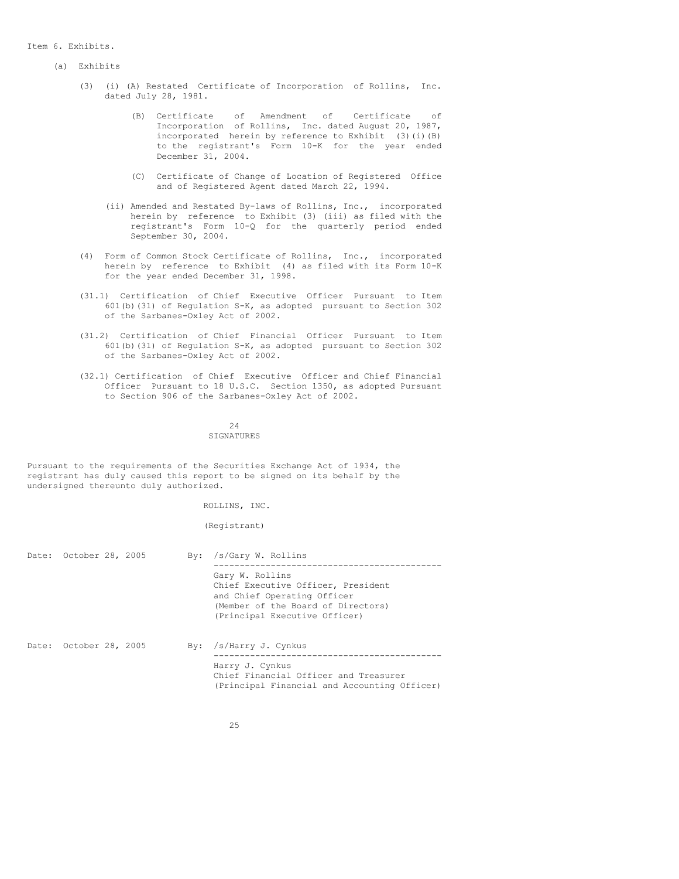Item 6. Exhibits.

(a) Exhibits

(3) (i) (A) Restated Certificate of Incorporation of Rollins, Inc. dated July 28, 1981.

(B) Certificate of Amendment of Certificate of Incorporation of Rollins, Inc. dated August 20, 1987, incorporated herein by reference to Exhibit (3)(i)(B) to the registrant's Form 10-K for the year ended December 31, 2004.

(C) Certificate of Change of Location of Registered Office and of Registered Agent dated March 22, 1994.

(ii) Amended and Restated By-laws of Rollins, Inc., incorporated herein by reference to Exhibit (3) (iii) as filed with the registrant's Form 10-Q for the quarterly period ended September 30, 2004.

(4) Form of Common Stock Certificate of Rollins, Inc., incorporated herein by reference to Exhibit (4) as filed with its Form 10-K for the year ended December 31, 1998.

(31.1) Certification of Chief Executive Officer Pursuant to Item 601(b)(31) of Regulation S-K, as adopted pursuant to Section 302 of the Sarbanes-Oxley Act of 2002.

(31.2) Certification of Chief Financial Officer Pursuant to Item 601(b)(31) of Regulation S-K, as adopted pursuant to Section 302 of the Sarbanes-Oxley Act of 2002.

(32.1) Certification of Chief Executive Officer and Chief Financial Officer Pursuant to 18 U.S.C. Section 1350, as adopted Pursuant to Section 906 of the Sarbanes-Oxley Act of 2002.

SIGNATURES

Pursuant to the requirements of the Securities Exchange Act of 1934, the registrant has duly caused this report to be signed on its behalf by the undersigned thereunto duly authorized.

ROLLINS, INC.

(Registrant)

Date: October 28, 2005 By: /s/Gary W. Rollins

Gary W. Rollins
Chief Executive Officer, President
and Chief Operating Officer
(Member of the Board of Directors)
(Principal Executive Officer)

Date: October 28, 2005 By: /s/Harry J. Cynkus

Harry J. Cynkus
Chief Financial Officer and Treasurer
(Principal Financial and Accounting Officer)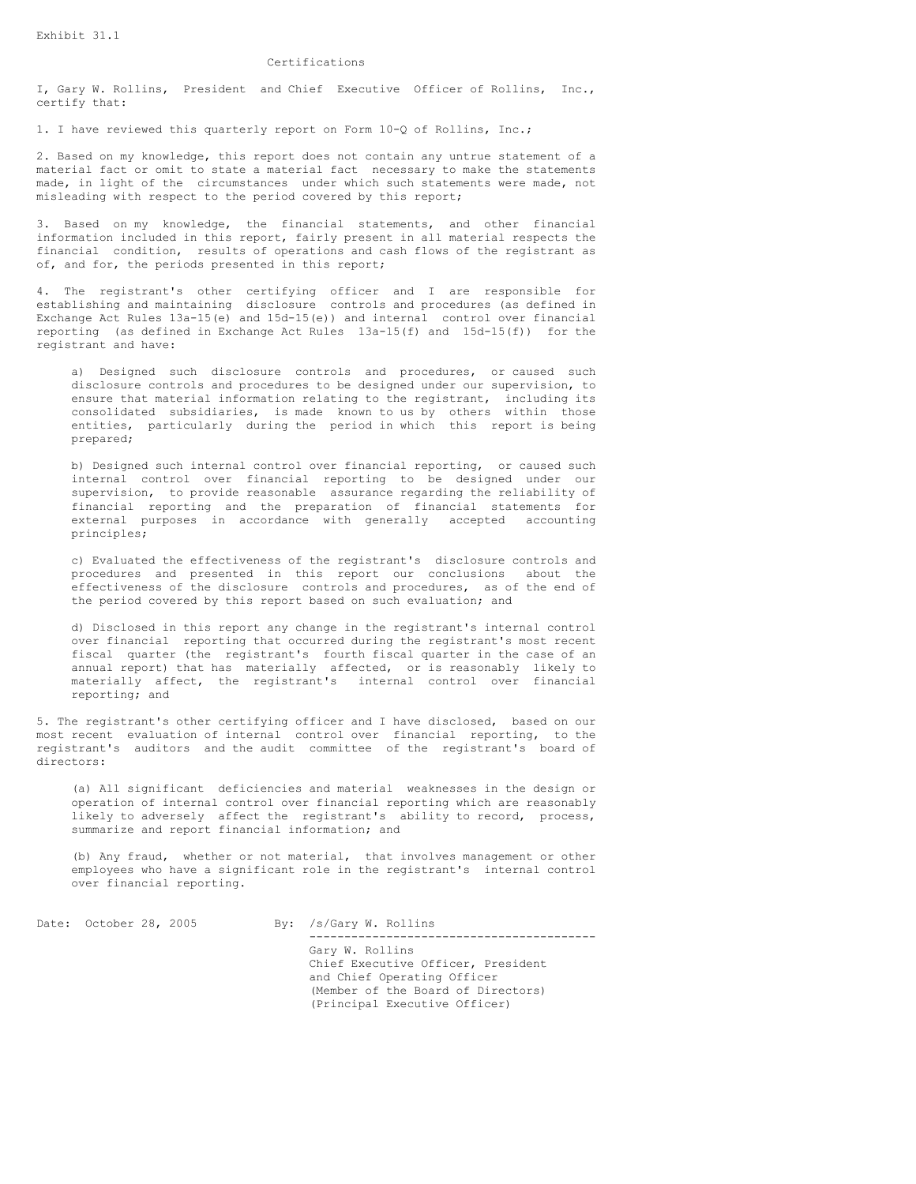Exhibit 31.1

Certifications

I, Gary W. Rollins, President and Chief Executive Officer of Rollins, Inc., certify that:

1. I have reviewed this quarterly report on Form 10-Q of Rollins, Inc.;

2. Based on my knowledge, this report does not contain any untrue statement of a material fact or omit to state a material fact necessary to make the statements made, in light of the circumstances under which such statements were made, not misleading with respect to the period covered by this report;

3. Based on my knowledge, the financial statements, and other financial information included in this report, fairly present in all material respects the financial condition, results of operations and cash flows of the registrant as of, and for, the periods presented in this report;

4. The registrant's other certifying officer and I are responsible for establishing and maintaining disclosure controls and procedures (as defined in Exchange Act Rules 13a-15(e) and 15d-15(e)) and internal control over financial reporting (as defined in Exchange Act Rules 13a-15(f) and 15d-15(f)) for the registrant and have:

a) Designed such disclosure controls and procedures, or caused such disclosure controls and procedures to be designed under our supervision, to ensure that material information relating to the registrant, including its consolidated subsidiaries, is made known to us by others within those entities, particularly during the period in which this report is being prepared;

b) Designed such internal control over financial reporting, or caused such internal control over financial reporting to be designed under our supervision, to provide reasonable assurance regarding the reliability of financial reporting and the preparation of financial statements for external purposes in accordance with generally accepted accounting principles;

c) Evaluated the effectiveness of the registrant's disclosure controls and procedures and presented in this report our conclusions about the effectiveness of the disclosure controls and procedures, as of the end of the period covered by this report based on such evaluation; and

d) Disclosed in this report any change in the registrant's internal control over financial reporting that occurred during the registrant's most recent fiscal quarter (the registrant's fourth fiscal quarter in the case of an annual report) that has materially affected, or is reasonably likely to materially affect, the registrant's internal control over financial reporting; and

5. The registrant's other certifying officer and I have disclosed, based on our most recent evaluation of internal control over financial reporting, to the registrant's auditors and the audit committee of the registrant's board of directors:

(a) All significant deficiencies and material weaknesses in the design or operation of internal control over financial reporting which are reasonably likely to adversely affect the registrant's ability to record, process, summarize and report financial information; and

(b) Any fraud, whether or not material, that involves management or other employees who have a significant role in the registrant's internal control over financial reporting.

Date: October 28, 2005

By: /s/Gary W. Rollins

Gary W. Rollins
Chief Executive Officer, President
and Chief Operating Officer
(Member of the Board of Directors)
(Principal Executive Officer)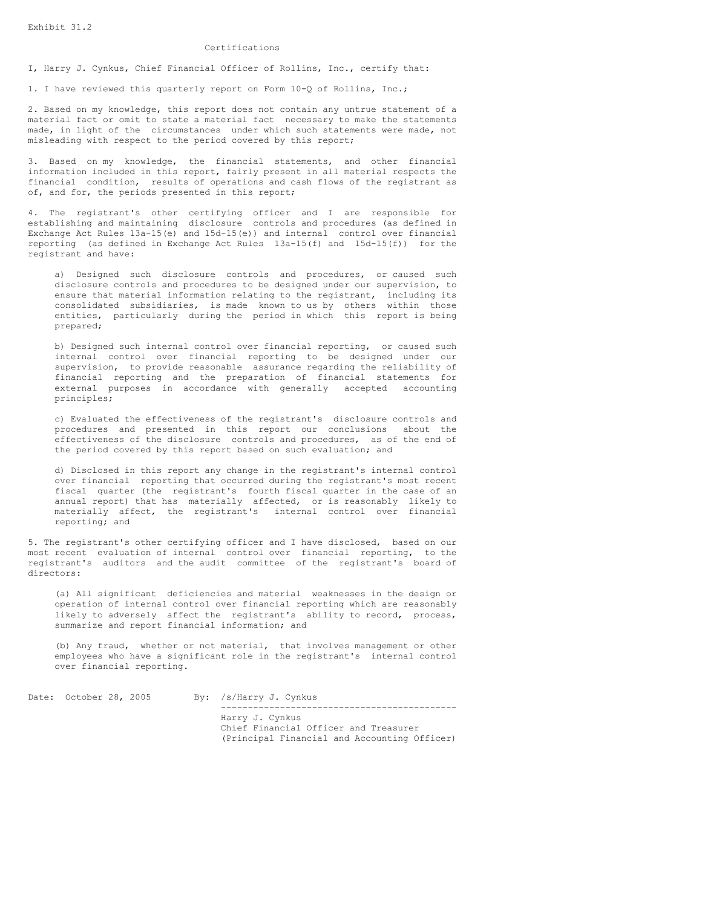Exhibit 31.2

# Certifications

I, Harry J. Cynkus, Chief Financial Officer of Rollins, Inc., certify that:

1. I have reviewed this quarterly report on Form 10-Q of Rollins, Inc.;

2. Based on my knowledge, this report does not contain any untrue statement of a material fact or omit to state a material fact necessary to make the statements made, in light of the circumstances under which such statements were made, not misleading with respect to the period covered by this report;

3. Based on my knowledge, the financial statements, and other financial information included in this report, fairly present in all material respects the financial condition, results of operations and cash flows of the registrant as of, and for, the periods presented in this report;

4. The registrant's other certifying officer and I are responsible for establishing and maintaining disclosure controls and procedures (as defined in Exchange Act Rules 13a-15(e) and 15d-15(e)) and internal control over financial reporting (as defined in Exchange Act Rules 13a-15(f) and 15d-15(f)) for the registrant and have:

   a) Designed such disclosure controls and procedures, or caused such disclosure controls and procedures to be designed under our supervision, to ensure that material information relating to the registrant, including its consolidated subsidiaries, is made known to us by others within those entities, particularly during the period in which this report is being prepared;

   b) Designed such internal control over financial reporting, or caused such internal control over financial reporting to be designed under our supervision, to provide reasonable assurance regarding the reliability of financial reporting and the preparation of financial statements for external purposes in accordance with generally accepted accounting principles;

   c) Evaluated the effectiveness of the registrant's disclosure controls and procedures and presented in this report our conclusions about the effectiveness of the disclosure controls and procedures, as of the end of the period covered by this report based on such evaluation; and

   d) Disclosed in this report any change in the registrant's internal control over financial reporting that occurred during the registrant's most recent fiscal quarter (the registrant's fourth fiscal quarter in the case of an annual report) that has materially affected, or is reasonably likely to materially affect, the registrant's internal control over financial reporting; and

5. The registrant's other certifying officer and I have disclosed, based on our most recent evaluation of internal control over financial reporting, to the registrant's auditors and the audit committee of the registrant's board of directors:

   (a) All significant deficiencies and material weaknesses in the design or operation of internal control over financial reporting which are reasonably likely to adversely affect the registrant's ability to record, process, summarize and report financial information; and

   (b) Any fraud, whether or not material, that involves management or other employees who have a significant role in the registrant's internal control over financial reporting.

Date: October 28, 2005

By: /s/Harry J. Cynkus

Harry J. Cynkus
Chief Financial Officer and Treasurer
(Principal Financial and Accounting Officer)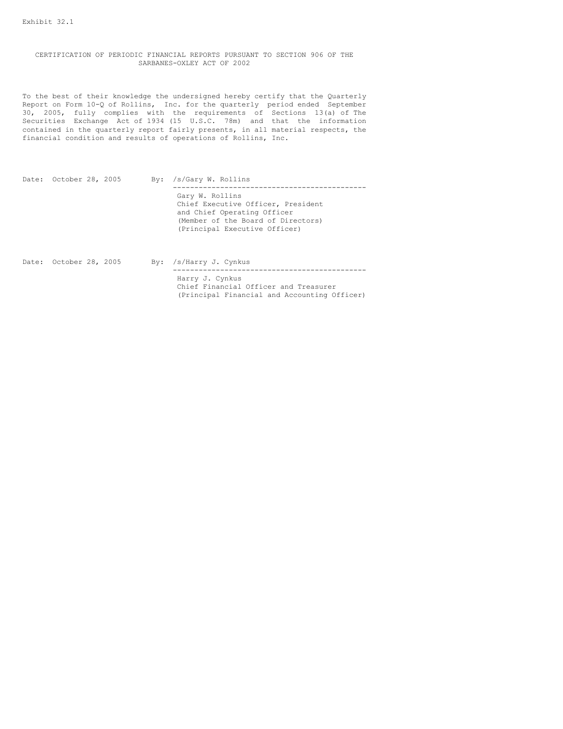Exhibit 32.1

CERTIFICATION OF PERIODIC FINANCIAL REPORTS PURSUANT TO SECTION 906 OF THE SARBANES-OXLEY ACT OF 2002

To the best of their knowledge the undersigned hereby certify that the Quarterly Report on Form 10-Q of Rollins, Inc. for the quarterly period ended September 30, 2005, fully complies with the requirements of Sections 13(a) of The Securities Exchange Act of 1934 (15 U.S.C. 78m) and that the information contained in the quarterly report fairly presents, in all material respects, the financial condition and results of operations of Rollins, Inc.

Date: October 28, 2005

By: /s/Gary W. Rollins

Gary W. Rollins
Chief Executive Officer, President
and Chief Operating Officer
(Member of the Board of Directors)
(Principal Executive Officer)

Date: October 28, 2005

By: /s/Harry J. Cynkus

Harry J. Cynkus
Chief Financial Officer and Treasurer
(Principal Financial and Accounting Officer)